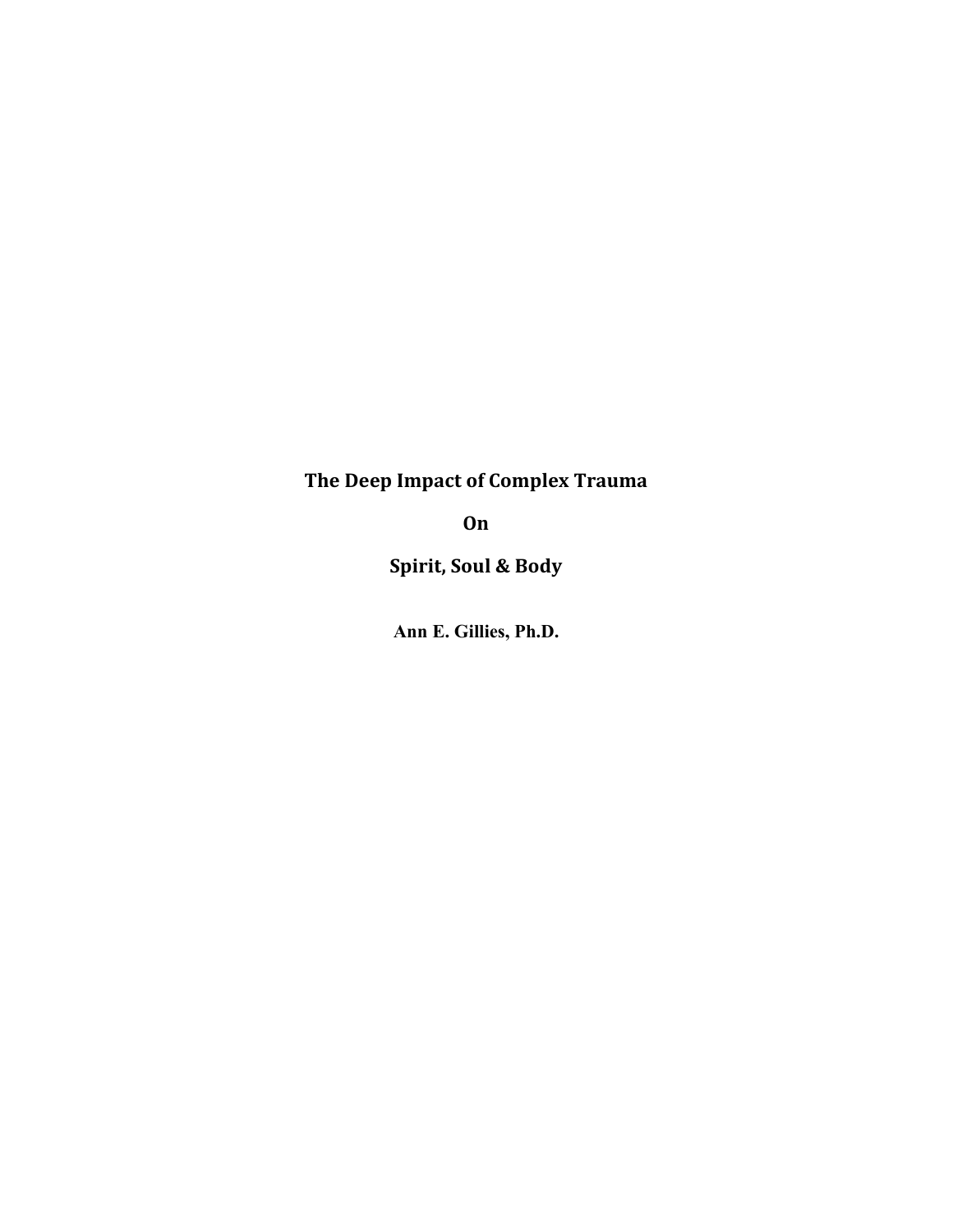# The Deep Impact of Complex Trauma

# On

# Spirit, Soul & Body

**Ann E. Gillies, Ph.D.**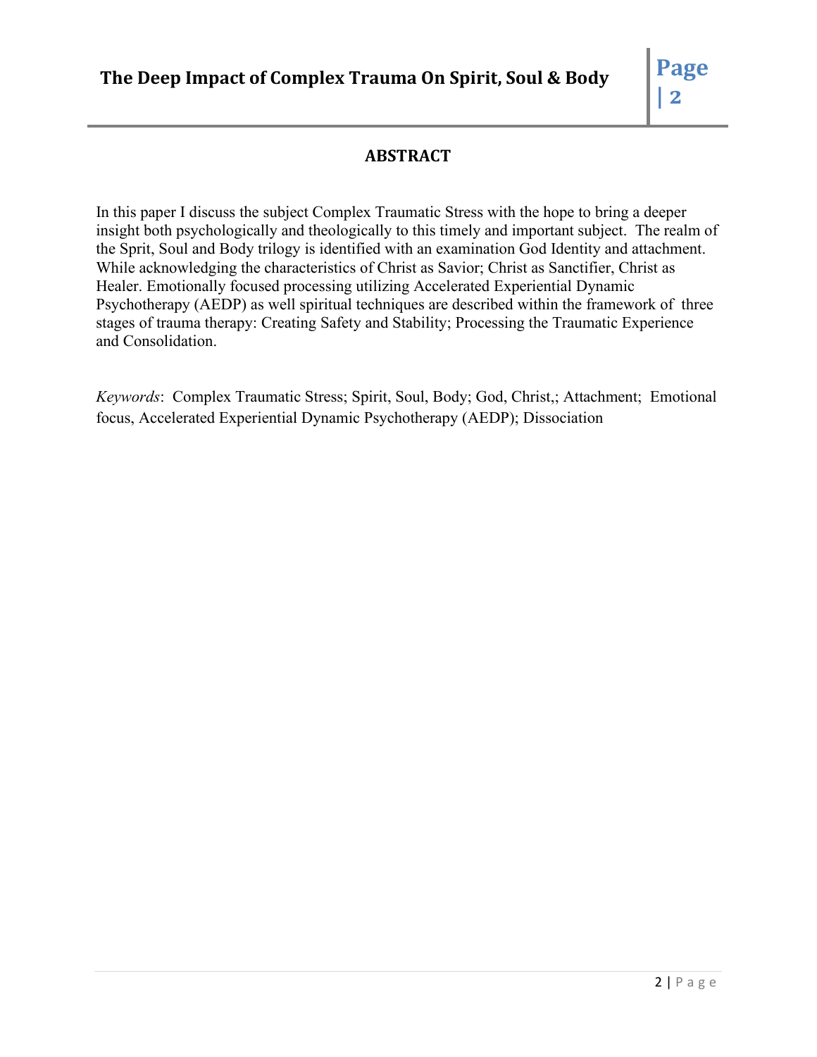## ABSTRACT

In this paper I discuss the subject Complex Traumatic Stress with the hope to bring a deeper insight both psychologically and theologically to this timely and important subject. The realm of the Sprit, Soul and Body trilogy is identified with an examination God Identity and attachment. While acknowledging the characteristics of Christ as Savior; Christ as Sanctifier, Christ as Healer. Emotionally focused processing utilizing Accelerated Experiential Dynamic Psychotherapy (AEDP) as well spiritual techniques are described within the framework of three stages of trauma therapy: Creating Safety and Stability; Processing the Traumatic Experience and Consolidation.

*Keywords*: Complex Traumatic Stress; Spirit, Soul, Body; God, Christ,; Attachment; Emotional focus, Accelerated Experiential Dynamic Psychotherapy (AEDP); Dissociation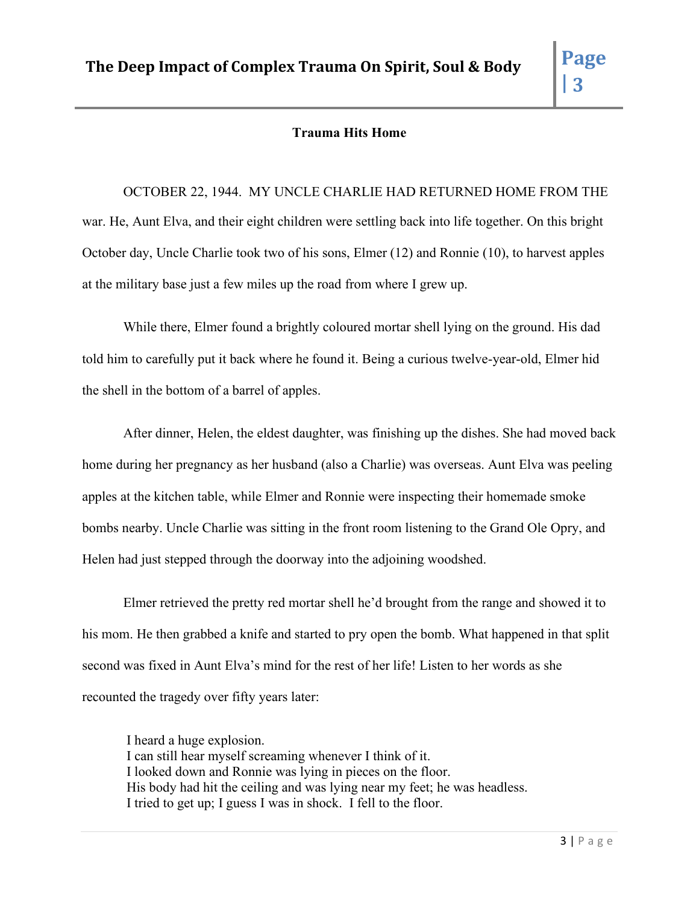### Trauma Hits Home

OCTOBER 22, 1944. MY UNCLE CHARLIE HAD RETURNED HOME FROM THE war. He, Aunt Elva, and their eight children were settling back into life together. On this bright October day, Uncle Charlie took two of his sons, Elmer (12) and Ronnie (10), to harvest apples at the military base just a few miles up the road from where I grew up.

While there, Elmer found a brightly coloured mortar shell lying on the ground. His dad told him to carefully put it back where he found it. Being a curious twelve-year-old, Elmer hid the shell in the bottom of a barrel of apples.

After dinner, Helen, the eldest daughter, was finishing up the dishes. She had moved back home during her pregnancy as her husband (also a Charlie) was overseas. Aunt Elva was peeling apples at the kitchen table, while Elmer and Ronnie were inspecting their homemade smoke bombs nearby. Uncle Charlie was sitting in the front room listening to the Grand Ole Opry, and Helen had just stepped through the doorway into the adjoining woodshed.

Elmer retrieved the pretty red mortar shell he'd brought from the range and showed it to his mom. He then grabbed a knife and started to pry open the bomb. What happened in that split second was fixed in Aunt Elva's mind for the rest of her life! Listen to her words as she recounted the tragedy over fifty years later:

> I heard a huge explosion.
> I can still hear myself screaming whenever I think of it.
> I looked down and Ronnie was lying in pieces on the floor.
> His body had hit the ceiling and was lying near my feet; he was headless.
> I tried to get up; I guess I was in shock. I fell to the floor.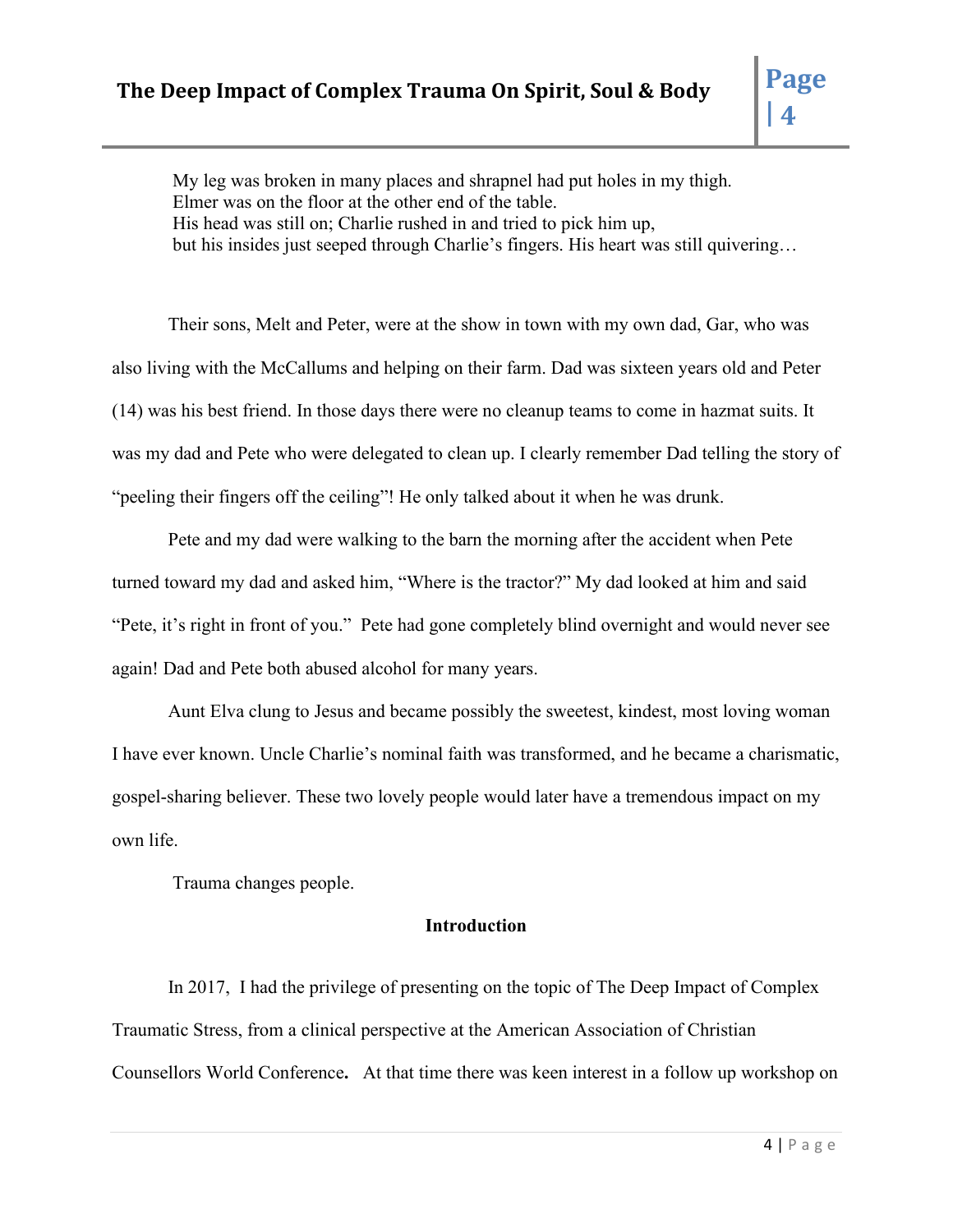My leg was broken in many places and shrapnel had put holes in my thigh.
Elmer was on the floor at the other end of the table.
His head was still on; Charlie rushed in and tried to pick him up,
but his insides just seeped through Charlie's fingers. His heart was still quivering…

Their sons, Melt and Peter, were at the show in town with my own dad, Gar, who was also living with the McCallums and helping on their farm. Dad was sixteen years old and Peter (14) was his best friend. In those days there were no cleanup teams to come in hazmat suits. It was my dad and Pete who were delegated to clean up. I clearly remember Dad telling the story of "peeling their fingers off the ceiling"! He only talked about it when he was drunk.

Pete and my dad were walking to the barn the morning after the accident when Pete turned toward my dad and asked him, "Where is the tractor?" My dad looked at him and said "Pete, it's right in front of you." Pete had gone completely blind overnight and would never see again! Dad and Pete both abused alcohol for many years.

Aunt Elva clung to Jesus and became possibly the sweetest, kindest, most loving woman I have ever known. Uncle Charlie's nominal faith was transformed, and he became a charismatic, gospel-sharing believer. These two lovely people would later have a tremendous impact on my own life.

Trauma changes people.

## Introduction

In 2017, I had the privilege of presenting on the topic of The Deep Impact of Complex Traumatic Stress, from a clinical perspective at the American Association of Christian Counsellors World Conference**.** At that time there was keen interest in a follow up workshop on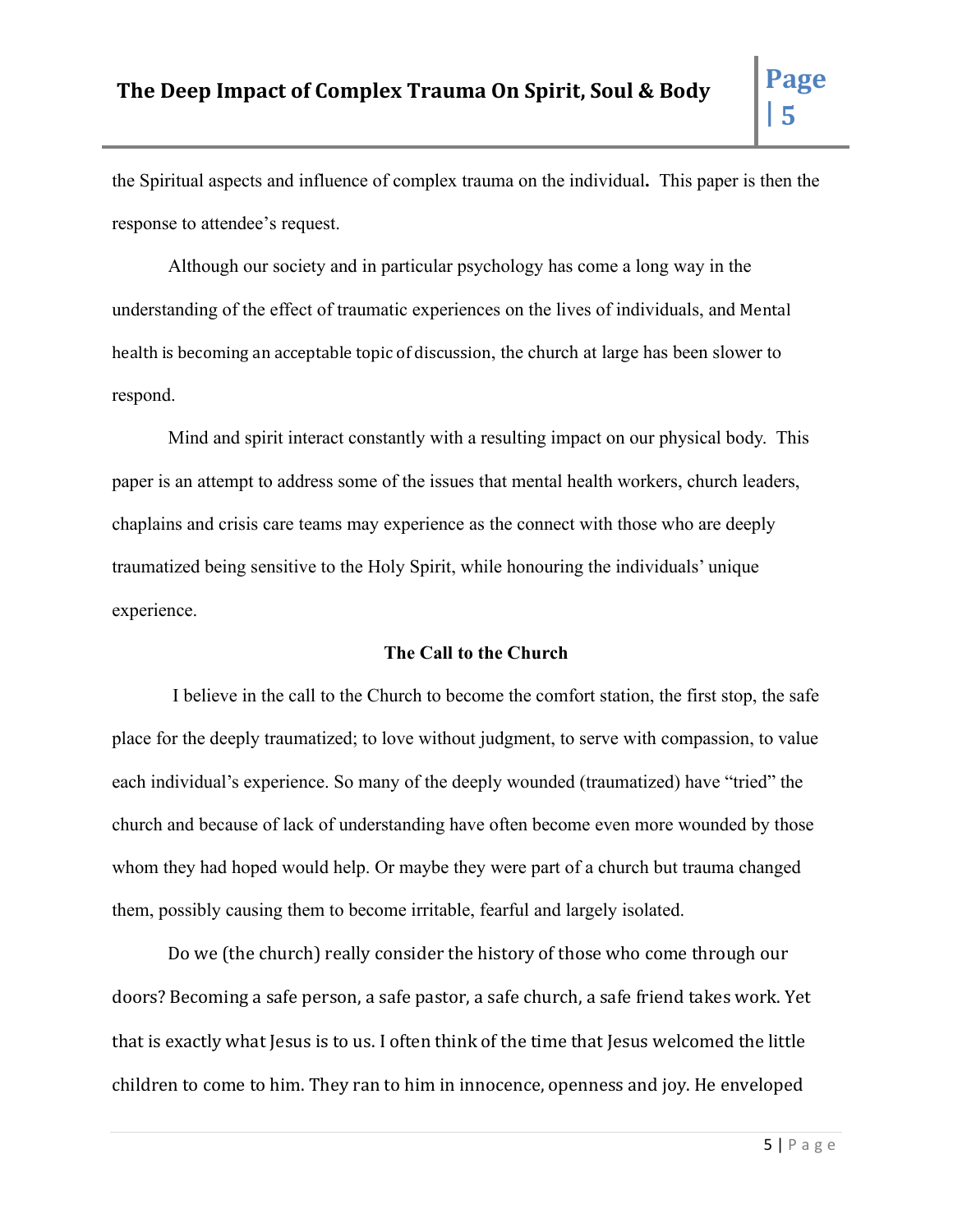the Spiritual aspects and influence of complex trauma on the individual**.** This paper is then the response to attendee's request.

Although our society and in particular psychology has come a long way in the understanding of the effect of traumatic experiences on the lives of individuals, and Mental health is becoming an acceptable topic of discussion, the church at large has been slower to respond.

Mind and spirit interact constantly with a resulting impact on our physical body. This paper is an attempt to address some of the issues that mental health workers, church leaders, chaplains and crisis care teams may experience as the connect with those who are deeply traumatized being sensitive to the Holy Spirit, while honouring the individuals' unique experience.

## The Call to the Church

I believe in the call to the Church to become the comfort station, the first stop, the safe place for the deeply traumatized; to love without judgment, to serve with compassion, to value each individual's experience. So many of the deeply wounded (traumatized) have "tried" the church and because of lack of understanding have often become even more wounded by those whom they had hoped would help. Or maybe they were part of a church but trauma changed them, possibly causing them to become irritable, fearful and largely isolated.

Do we (the church) really consider the history of those who come through our doors? Becoming a safe person, a safe pastor, a safe church, a safe friend takes work. Yet that is exactly what Jesus is to us. I often think of the time that Jesus welcomed the little children to come to him. They ran to him in innocence, openness and joy. He enveloped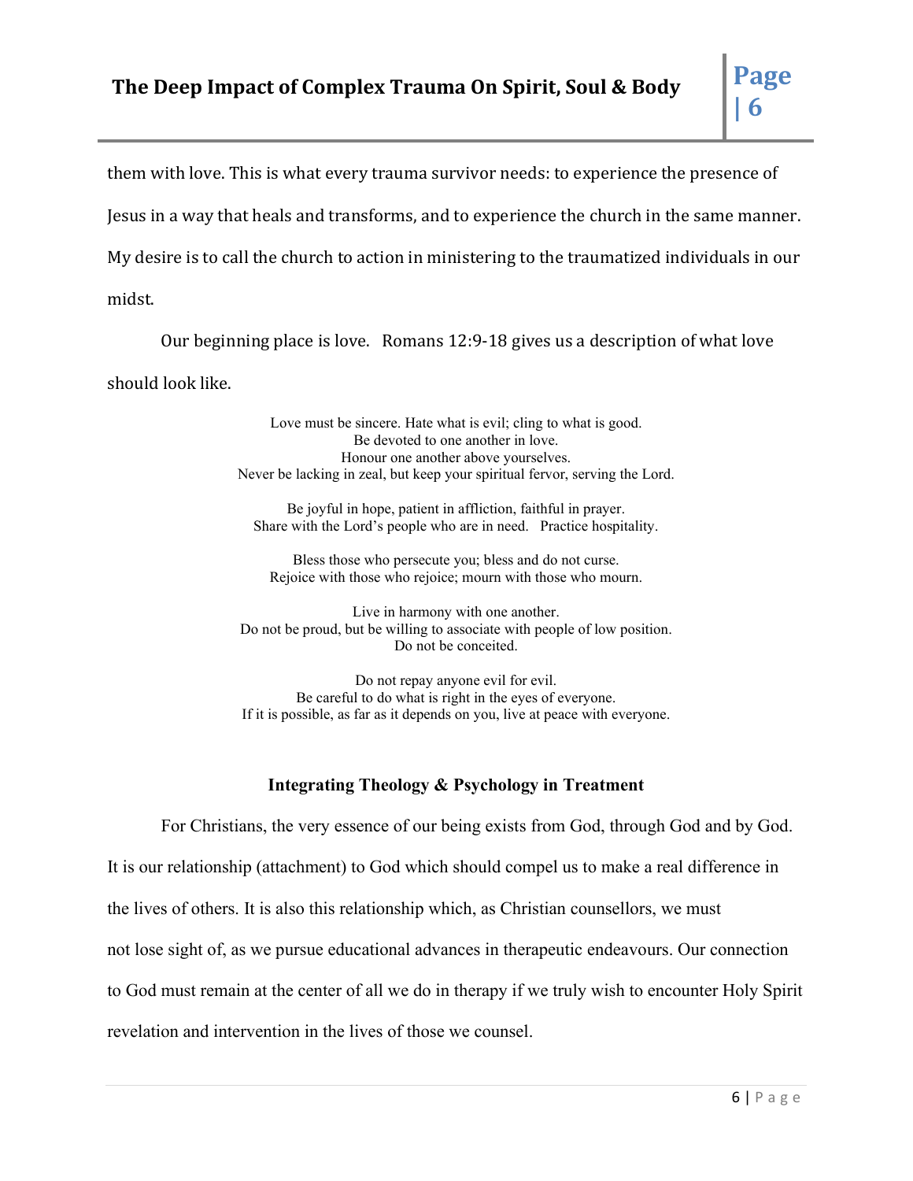them with love. This is what every trauma survivor needs: to experience the presence of Jesus in a way that heals and transforms, and to experience the church in the same manner. My desire is to call the church to action in ministering to the traumatized individuals in our midst.

Our beginning place is love. Romans 12:9-18 gives us a description of what love should look like.

> Love must be sincere. Hate what is evil; cling to what is good.
> Be devoted to one another in love.
> Honour one another above yourselves.
> Never be lacking in zeal, but keep your spiritual fervor, serving the Lord.
>
> Be joyful in hope, patient in affliction, faithful in prayer.
> Share with the Lord's people who are in need. Practice hospitality.
>
> Bless those who persecute you; bless and do not curse.
> Rejoice with those who rejoice; mourn with those who mourn.
>
> Live in harmony with one another.
> Do not be proud, but be willing to associate with people of low position.
> Do not be conceited.
>
> Do not repay anyone evil for evil.
> Be careful to do what is right in the eyes of everyone.
> If it is possible, as far as it depends on you, live at peace with everyone.

## Integrating Theology & Psychology in Treatment

For Christians, the very essence of our being exists from God, through God and by God. It is our relationship (attachment) to God which should compel us to make a real difference in the lives of others. It is also this relationship which, as Christian counsellors, we must not lose sight of, as we pursue educational advances in therapeutic endeavours. Our connection to God must remain at the center of all we do in therapy if we truly wish to encounter Holy Spirit revelation and intervention in the lives of those we counsel.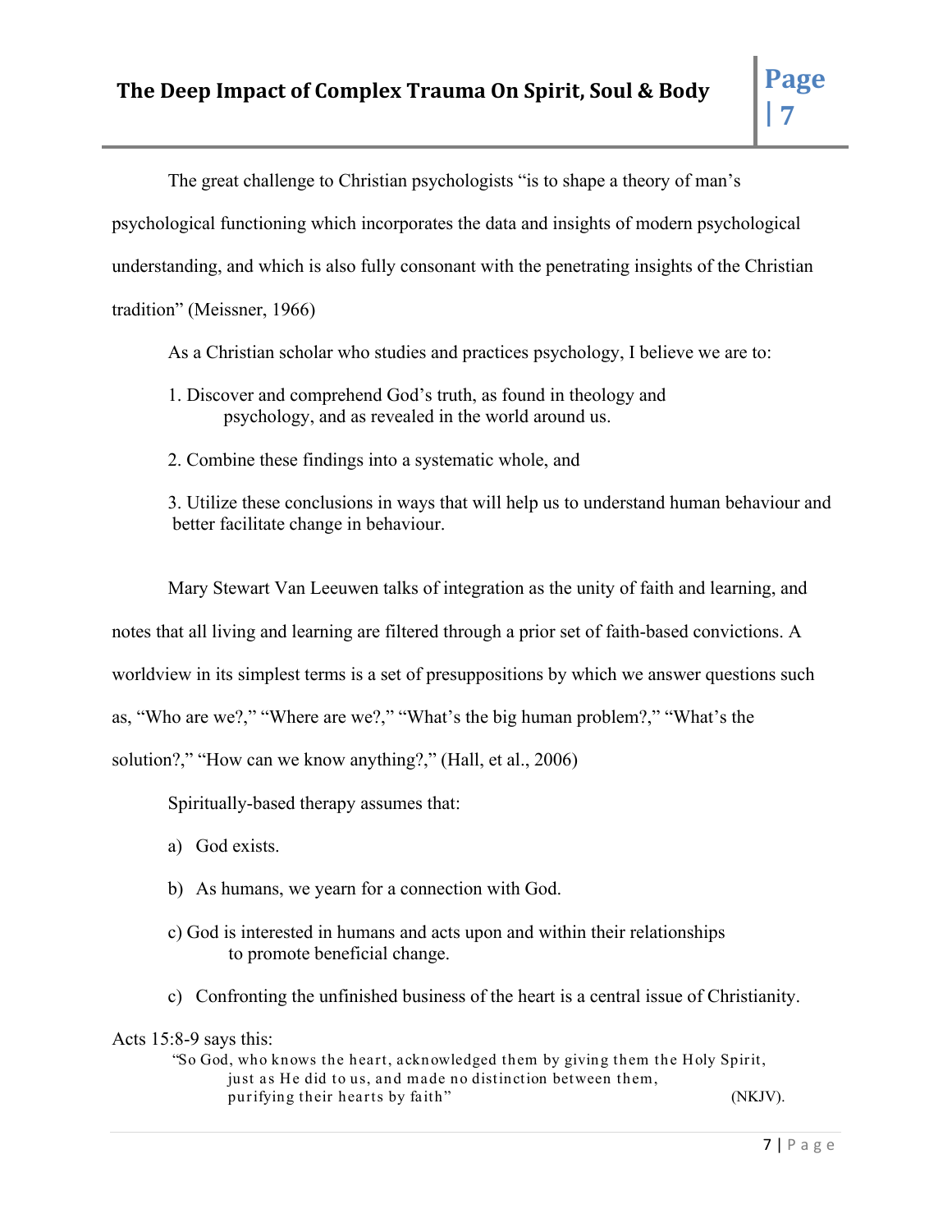The great challenge to Christian psychologists "is to shape a theory of man's psychological functioning which incorporates the data and insights of modern psychological understanding, and which is also fully consonant with the penetrating insights of the Christian tradition" (Meissner, 1966)

As a Christian scholar who studies and practices psychology, I believe we are to:

1. Discover and comprehend God's truth, as found in theology and psychology, and as revealed in the world around us.

2. Combine these findings into a systematic whole, and

3. Utilize these conclusions in ways that will help us to understand human behaviour and better facilitate change in behaviour.

Mary Stewart Van Leeuwen talks of integration as the unity of faith and learning, and notes that all living and learning are filtered through a prior set of faith-based convictions. A worldview in its simplest terms is a set of presuppositions by which we answer questions such as, "Who are we?," "Where are we?," "What's the big human problem?," "What's the solution?," "How can we know anything?," (Hall, et al., 2006)

Spiritually-based therapy assumes that:

a) God exists.

b) As humans, we yearn for a connection with God.

c) God is interested in humans and acts upon and within their relationships to promote beneficial change.

c) Confronting the unfinished business of the heart is a central issue of Christianity.

Acts 15:8-9 says this:

> "So God, who knows the heart, acknowledged them by giving them the Holy Spirit, just as He did to us, and made no distinction between them, purifying their hearts by faith" (NKJV).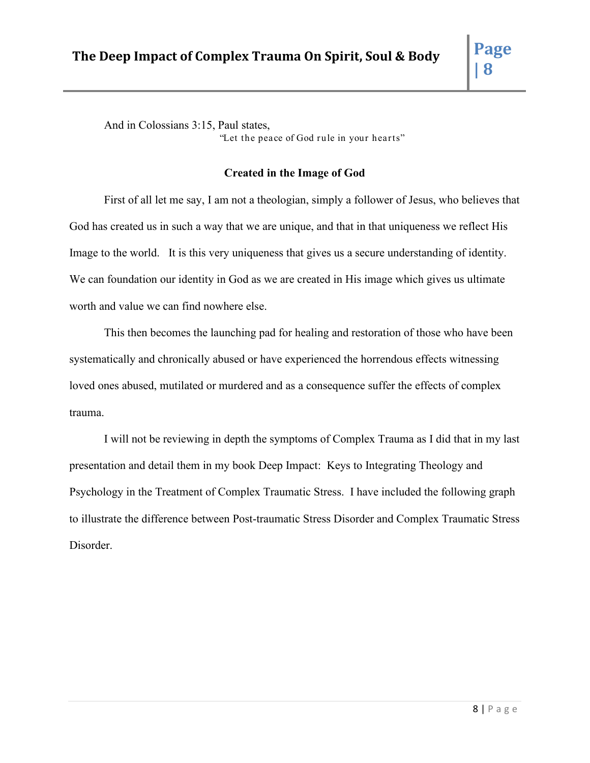And in Colossians 3:15, Paul states,

"Let the peace of God rule in your hearts"

### Created in the Image of God

First of all let me say, I am not a theologian, simply a follower of Jesus, who believes that God has created us in such a way that we are unique, and that in that uniqueness we reflect His Image to the world. It is this very uniqueness that gives us a secure understanding of identity. We can foundation our identity in God as we are created in His image which gives us ultimate worth and value we can find nowhere else.

This then becomes the launching pad for healing and restoration of those who have been systematically and chronically abused or have experienced the horrendous effects witnessing loved ones abused, mutilated or murdered and as a consequence suffer the effects of complex trauma.

I will not be reviewing in depth the symptoms of Complex Trauma as I did that in my last presentation and detail them in my book Deep Impact: Keys to Integrating Theology and Psychology in the Treatment of Complex Traumatic Stress. I have included the following graph to illustrate the difference between Post-traumatic Stress Disorder and Complex Traumatic Stress Disorder.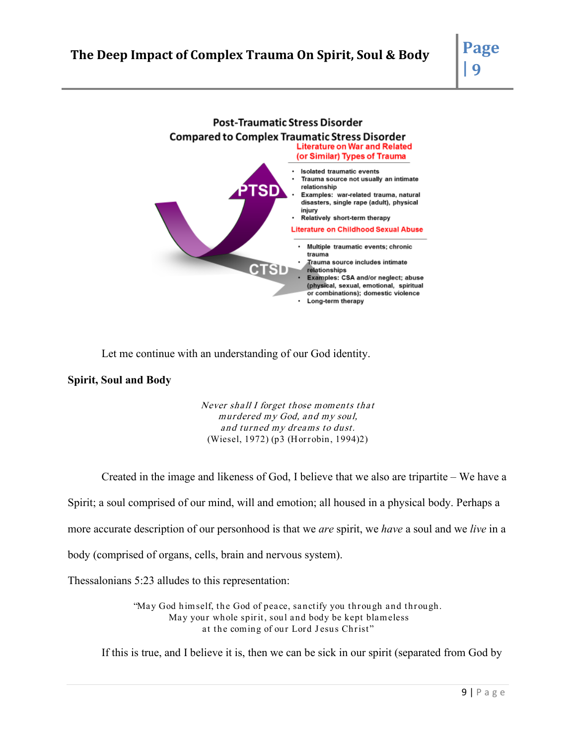**Post-Traumatic Stress Disorder**
**Compared to Complex Traumatic Stress Disorder**

PTSD

**Literature on War and Related (or Similar) Types of Trauma**

- Isolated traumatic events
- Trauma source not usually an intimate relationship
- Examples: war-related trauma, natural disasters, single rape (adult), physical injury
- Relatively short-term therapy

CTSD

**Literature on Childhood Sexual Abuse**

- Multiple traumatic events; chronic trauma
- Trauma source includes intimate relationships
- Examples: CSA and/or neglect; abuse (physical, sexual, emotional, spiritual or combinations); domestic violence
- Long-term therapy

Let me continue with an understanding of our God identity.

**Spirit, Soul and Body**

*Never shall I forget those moments that*
*murdered my God, and my soul,*
*and turned my dreams to dust.*
(Wiesel, 1972) (p3 (Horrobin, 1994)2)

Created in the image and likeness of God, I believe that we also are tripartite – We have a Spirit; a soul comprised of our mind, will and emotion; all housed in a physical body. Perhaps a more accurate description of our personhood is that we *are* spirit, we *have* a soul and we *live* in a body (comprised of organs, cells, brain and nervous system).

Thessalonians 5:23 alludes to this representation:

"May God himself, the God of peace, sanctify you through and through.
May your whole spirit, soul and body be kept blameless
at the coming of our Lord Jesus Christ"

If this is true, and I believe it is, then we can be sick in our spirit (separated from God by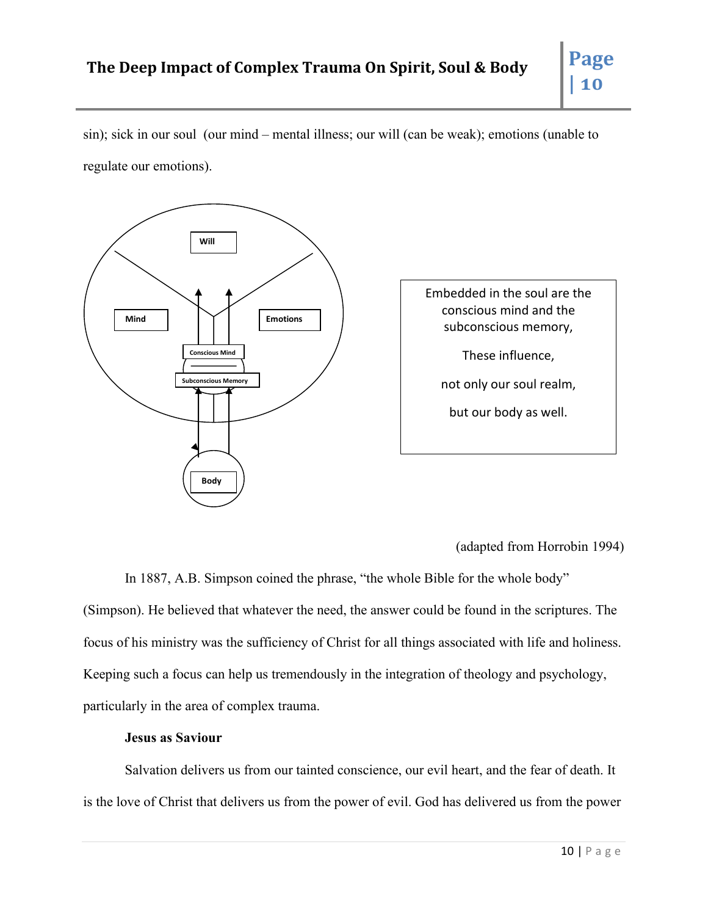sin); sick in our soul (our mind – mental illness; our will (can be weak); emotions (unable to regulate our emotions).

Will

Mind

Emotions

Conscious Mind

Subconscious Memory

Body

Embedded in the soul are the conscious mind and the subconscious memory,

These influence,

not only our soul realm,

but our body as well.

(adapted from Horrobin 1994)

In 1887, A.B. Simpson coined the phrase, "the whole Bible for the whole body" (Simpson). He believed that whatever the need, the answer could be found in the scriptures. The focus of his ministry was the sufficiency of Christ for all things associated with life and holiness. Keeping such a focus can help us tremendously in the integration of theology and psychology, particularly in the area of complex trauma.

**Jesus as Saviour**

Salvation delivers us from our tainted conscience, our evil heart, and the fear of death. It is the love of Christ that delivers us from the power of evil. God has delivered us from the power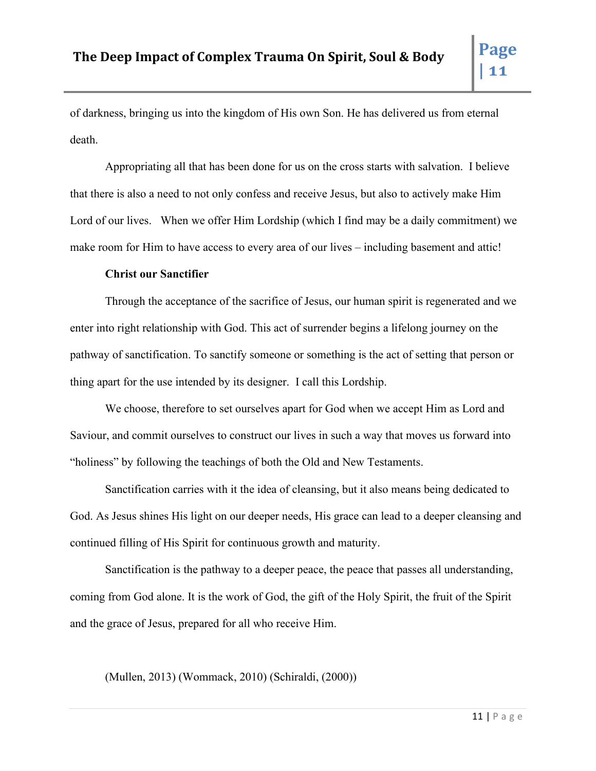of darkness, bringing us into the kingdom of His own Son. He has delivered us from eternal death.

Appropriating all that has been done for us on the cross starts with salvation.  I believe that there is also a need to not only confess and receive Jesus, but also to actively make Him Lord of our lives.   When we offer Him Lordship (which I find may be a daily commitment) we make room for Him to have access to every area of our lives – including basement and attic!

**Christ our Sanctifier**

Through the acceptance of the sacrifice of Jesus, our human spirit is regenerated and we enter into right relationship with God. This act of surrender begins a lifelong journey on the pathway of sanctification. To sanctify someone or something is the act of setting that person or thing apart for the use intended by its designer.  I call this Lordship.

We choose, therefore to set ourselves apart for God when we accept Him as Lord and Saviour, and commit ourselves to construct our lives in such a way that moves us forward into "holiness" by following the teachings of both the Old and New Testaments.

Sanctification carries with it the idea of cleansing, but it also means being dedicated to God. As Jesus shines His light on our deeper needs, His grace can lead to a deeper cleansing and continued filling of His Spirit for continuous growth and maturity.

Sanctification is the pathway to a deeper peace, the peace that passes all understanding, coming from God alone. It is the work of God, the gift of the Holy Spirit, the fruit of the Spirit and the grace of Jesus, prepared for all who receive Him.

(Mullen, 2013) (Wommack, 2010) (Schiraldi, (2000))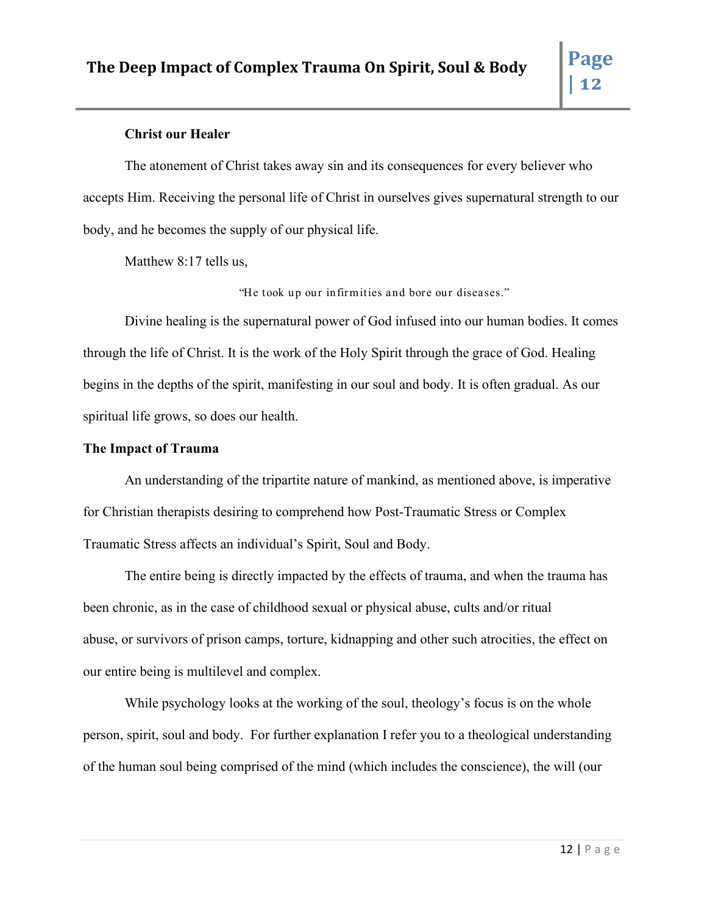**Christ our Healer**

The atonement of Christ takes away sin and its consequences for every believer who accepts Him. Receiving the personal life of Christ in ourselves gives supernatural strength to our body, and he becomes the supply of our physical life.

Matthew 8:17 tells us,

"He took up our infirmities and bore our diseases."

Divine healing is the supernatural power of God infused into our human bodies. It comes through the life of Christ. It is the work of the Holy Spirit through the grace of God. Healing begins in the depths of the spirit, manifesting in our soul and body. It is often gradual. As our spiritual life grows, so does our health.

**The Impact of Trauma**

An understanding of the tripartite nature of mankind, as mentioned above, is imperative for Christian therapists desiring to comprehend how Post-Traumatic Stress or Complex Traumatic Stress affects an individual's Spirit, Soul and Body.

The entire being is directly impacted by the effects of trauma, and when the trauma has been chronic, as in the case of childhood sexual or physical abuse, cults and/or ritual abuse, or survivors of prison camps, torture, kidnapping and other such atrocities, the effect on our entire being is multilevel and complex.

While psychology looks at the working of the soul, theology's focus is on the whole person, spirit, soul and body. For further explanation I refer you to a theological understanding of the human soul being comprised of the mind (which includes the conscience), the will (our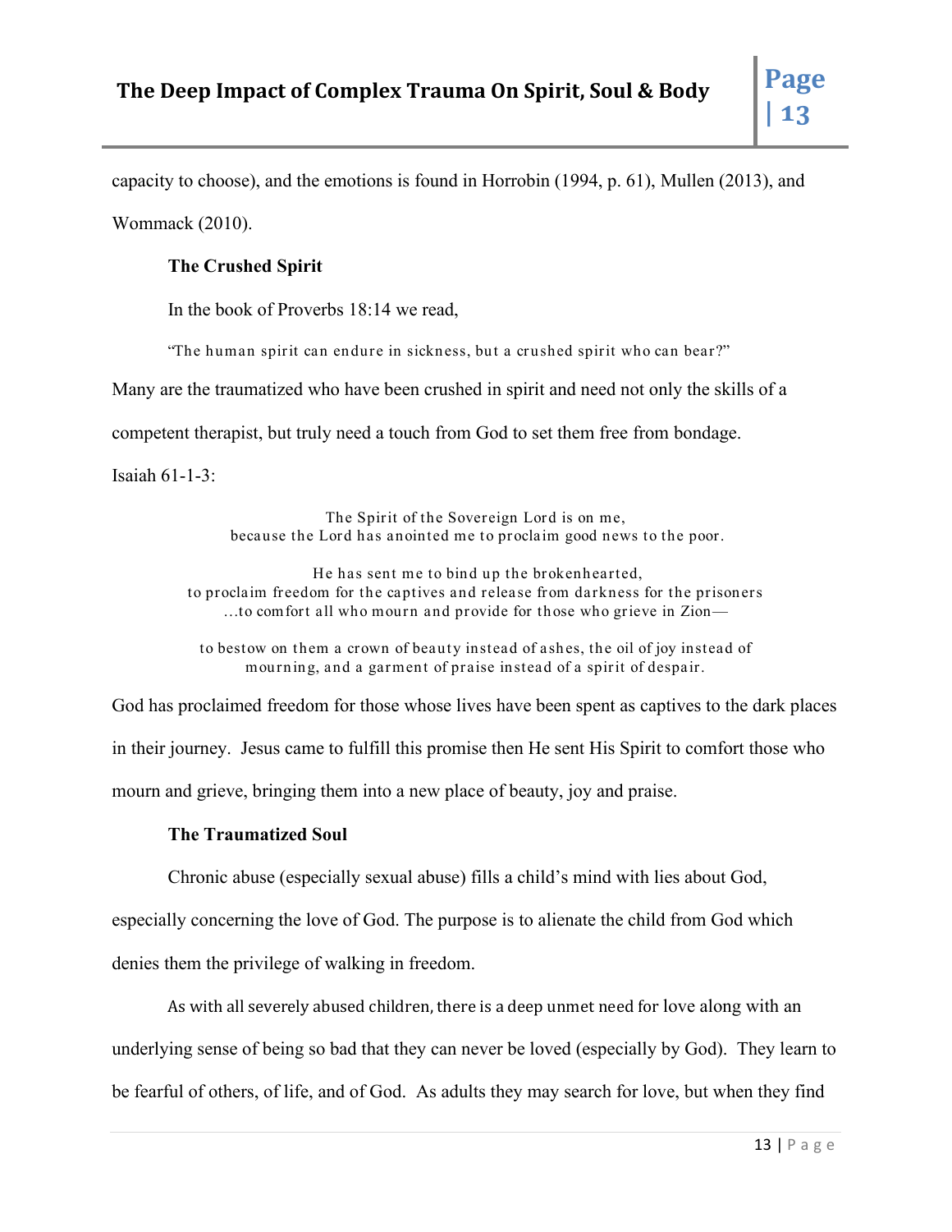capacity to choose), and the emotions is found in Horrobin (1994, p. 61), Mullen (2013), and Wommack (2010).

### The Crushed Spirit

In the book of Proverbs 18:14 we read,

> "The human spirit can endure in sickness, but a crushed spirit who can bear?"

Many are the traumatized who have been crushed in spirit and need not only the skills of a competent therapist, but truly need a touch from God to set them free from bondage.

Isaiah 61-1-3:

> The Spirit of the Sovereign Lord is on me,
> because the Lord has anointed me to proclaim good news to the poor.
>
> He has sent me to bind up the brokenhearted,
> to proclaim freedom for the captives and release from darkness for the prisoners
> …to comfort all who mourn and provide for those who grieve in Zion—
>
> to bestow on them a crown of beauty instead of ashes, the oil of joy instead of mourning, and a garment of praise instead of a spirit of despair.

God has proclaimed freedom for those whose lives have been spent as captives to the dark places in their journey. Jesus came to fulfill this promise then He sent His Spirit to comfort those who mourn and grieve, bringing them into a new place of beauty, joy and praise.

### The Traumatized Soul

Chronic abuse (especially sexual abuse) fills a child's mind with lies about God, especially concerning the love of God. The purpose is to alienate the child from God which denies them the privilege of walking in freedom.

As with all severely abused children, there is a deep unmet need for love along with an underlying sense of being so bad that they can never be loved (especially by God). They learn to be fearful of others, of life, and of God. As adults they may search for love, but when they find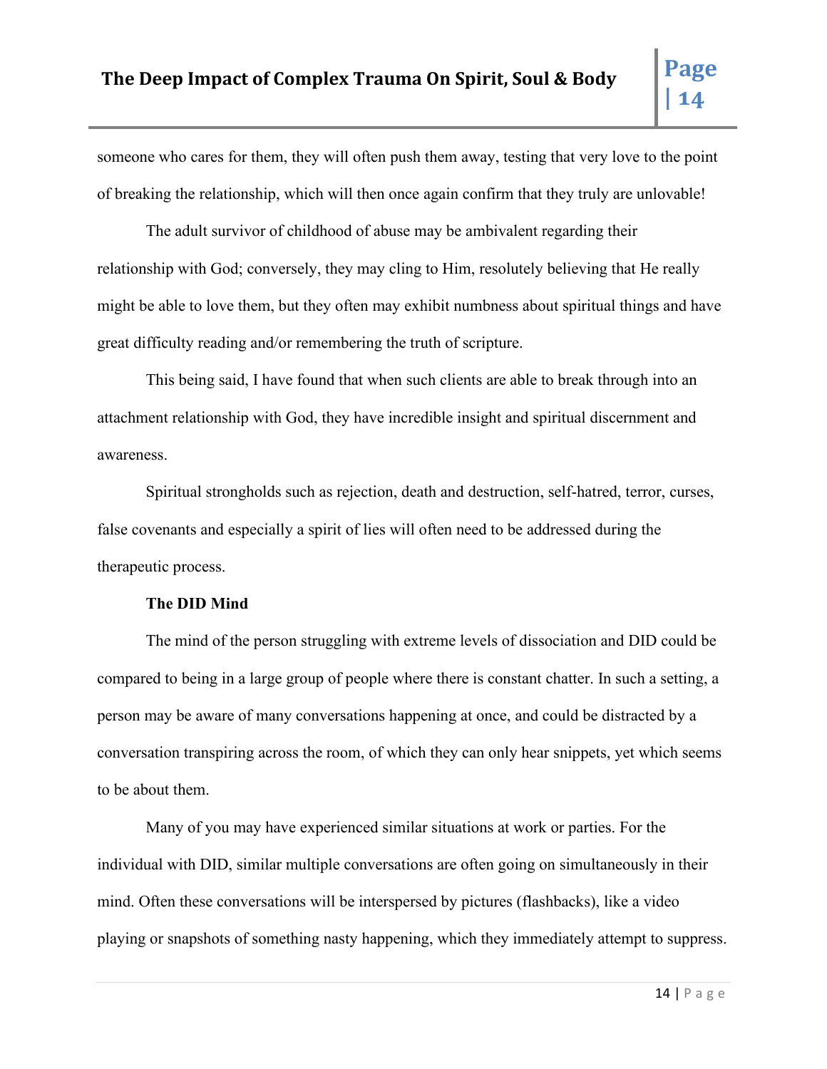someone who cares for them, they will often push them away, testing that very love to the point of breaking the relationship, which will then once again confirm that they truly are unlovable!

The adult survivor of childhood of abuse may be ambivalent regarding their relationship with God; conversely, they may cling to Him, resolutely believing that He really might be able to love them, but they often may exhibit numbness about spiritual things and have great difficulty reading and/or remembering the truth of scripture.

This being said, I have found that when such clients are able to break through into an attachment relationship with God, they have incredible insight and spiritual discernment and awareness.

Spiritual strongholds such as rejection, death and destruction, self-hatred, terror, curses, false covenants and especially a spirit of lies will often need to be addressed during the therapeutic process.

### The DID Mind

The mind of the person struggling with extreme levels of dissociation and DID could be compared to being in a large group of people where there is constant chatter. In such a setting, a person may be aware of many conversations happening at once, and could be distracted by a conversation transpiring across the room, of which they can only hear snippets, yet which seems to be about them.

Many of you may have experienced similar situations at work or parties. For the individual with DID, similar multiple conversations are often going on simultaneously in their mind. Often these conversations will be interspersed by pictures (flashbacks), like a video playing or snapshots of something nasty happening, which they immediately attempt to suppress.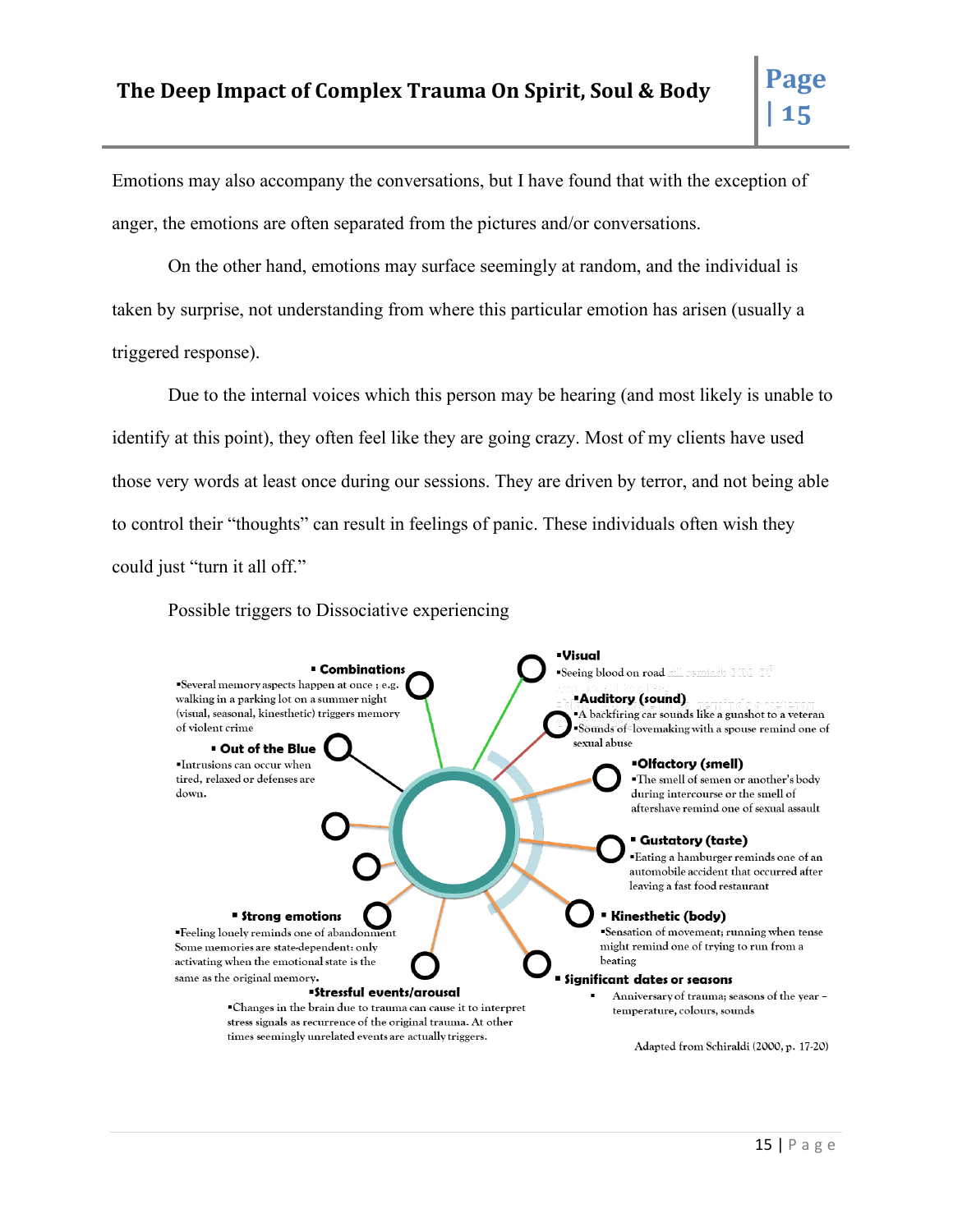Emotions may also accompany the conversations, but I have found that with the exception of anger, the emotions are often separated from the pictures and/or conversations.

On the other hand, emotions may surface seemingly at random, and the individual is taken by surprise, not understanding from where this particular emotion has arisen (usually a triggered response).

Due to the internal voices which this person may be hearing (and most likely is unable to identify at this point), they often feel like they are going crazy. Most of my clients have used those very words at least once during our sessions. They are driven by terror, and not being able to control their "thoughts" can result in feelings of panic. These individuals often wish they could just "turn it all off."

Possible triggers to Dissociative experiencing

- **Combinations**
  - Several memory aspects happen at once ; e.g. walking in a parking lot on a summer night (visual, seasonal, kinesthetic) triggers memory of violent crime
- **Out of the Blue**
  - Intrusions can occur when tired, relaxed or defenses are down.
- **Strong emotions**
  - Feeling lonely reminds one of abandonment Some memories are state-dependent: only activating when the emotional state is the same as the original memory.
- **Stressful events/arousal**
  - Changes in the brain due to trauma can cause it to interpret stress signals as recurrence of the original trauma. At other times seemingly unrelated events are actually triggers.
- **Visual**
  - Seeing blood on road
- **Auditory (sound)**
  - A backfiring car sounds like a gunshot to a veteran
  - Sounds of lovemaking with a spouse remind one of sexual abuse
- **Olfactory (smell)**
  - The smell of semen or another's body during intercourse or the smell of aftershave remind one of sexual assault
- **Gustatory (taste)**
  - Eating a hamburger reminds one of an automobile accident that occurred after leaving a fast food restaurant
- **Kinesthetic (body)**
  - Sensation of movement; running when tense might remind one of trying to run from a beating
- **Significant dates or seasons**
  - Anniversary of trauma; seasons of the year – temperature, colours, sounds

Adapted from Schiraldi (2000, p. 17-20)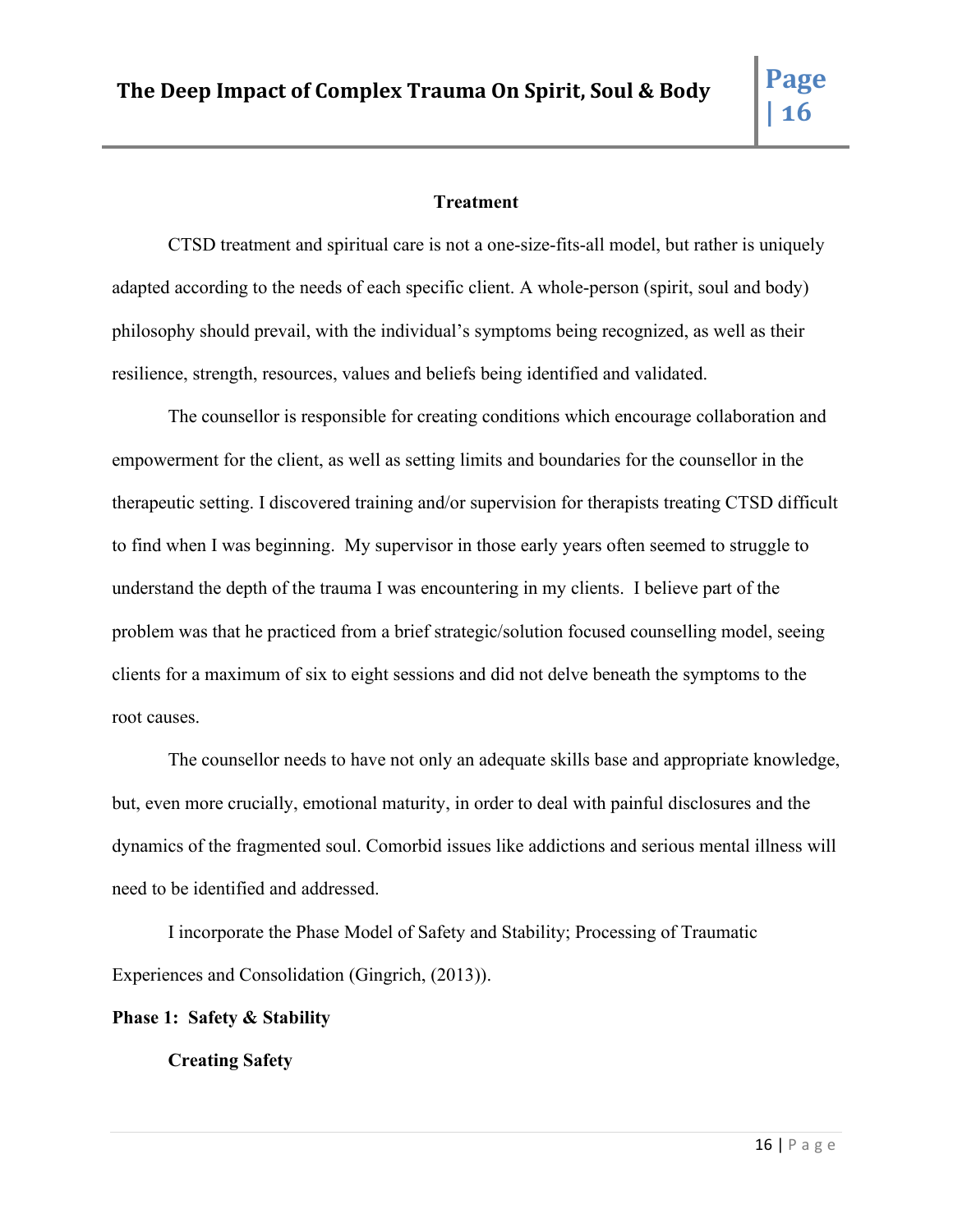## Treatment

CTSD treatment and spiritual care is not a one-size-fits-all model, but rather is uniquely adapted according to the needs of each specific client. A whole-person (spirit, soul and body) philosophy should prevail, with the individual's symptoms being recognized, as well as their resilience, strength, resources, values and beliefs being identified and validated.

The counsellor is responsible for creating conditions which encourage collaboration and empowerment for the client, as well as setting limits and boundaries for the counsellor in the therapeutic setting. I discovered training and/or supervision for therapists treating CTSD difficult to find when I was beginning. My supervisor in those early years often seemed to struggle to understand the depth of the trauma I was encountering in my clients. I believe part of the problem was that he practiced from a brief strategic/solution focused counselling model, seeing clients for a maximum of six to eight sessions and did not delve beneath the symptoms to the root causes.

The counsellor needs to have not only an adequate skills base and appropriate knowledge, but, even more crucially, emotional maturity, in order to deal with painful disclosures and the dynamics of the fragmented soul. Comorbid issues like addictions and serious mental illness will need to be identified and addressed.

I incorporate the Phase Model of Safety and Stability; Processing of Traumatic Experiences and Consolidation (Gingrich, (2013)).

### Phase 1: Safety & Stability

#### Creating Safety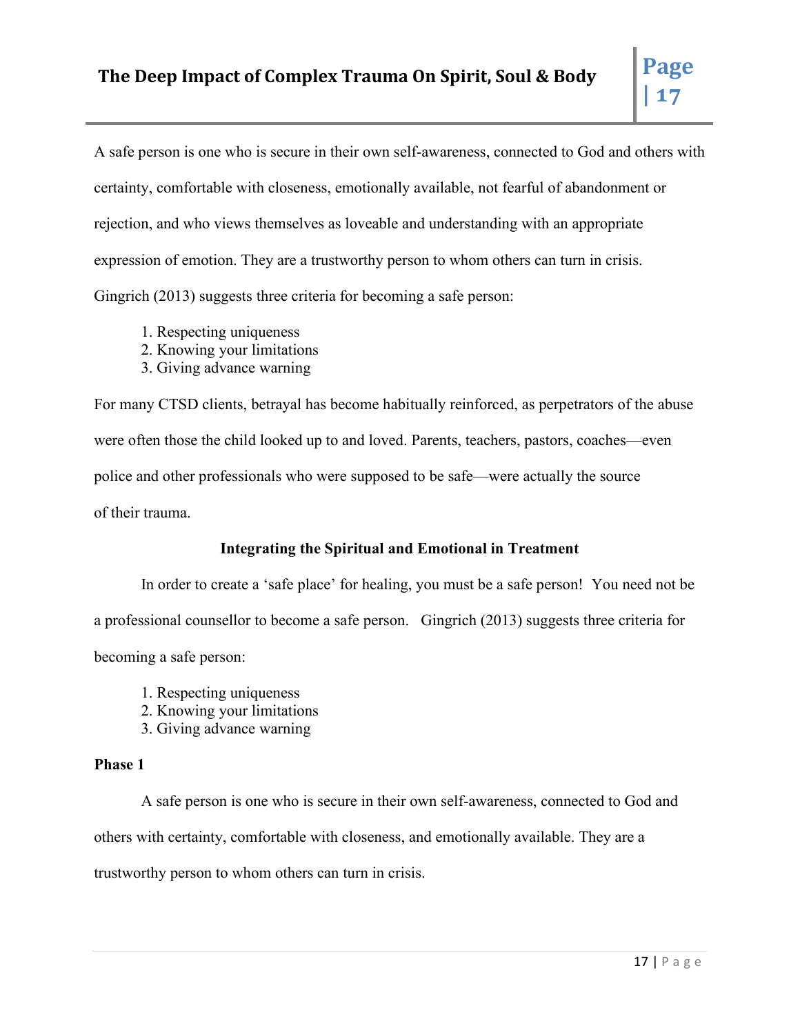A safe person is one who is secure in their own self-awareness, connected to God and others with certainty, comfortable with closeness, emotionally available, not fearful of abandonment or rejection, and who views themselves as loveable and understanding with an appropriate expression of emotion. They are a trustworthy person to whom others can turn in crisis. Gingrich (2013) suggests three criteria for becoming a safe person:

1. Respecting uniqueness
2. Knowing your limitations
3. Giving advance warning

For many CTSD clients, betrayal has become habitually reinforced, as perpetrators of the abuse were often those the child looked up to and loved. Parents, teachers, pastors, coaches—even police and other professionals who were supposed to be safe—were actually the source of their trauma.

### Integrating the Spiritual and Emotional in Treatment

In order to create a 'safe place' for healing, you must be a safe person! You need not be a professional counsellor to become a safe person. Gingrich (2013) suggests three criteria for becoming a safe person:

1. Respecting uniqueness
2. Knowing your limitations
3. Giving advance warning

**Phase 1**

A safe person is one who is secure in their own self-awareness, connected to God and others with certainty, comfortable with closeness, and emotionally available. They are a trustworthy person to whom others can turn in crisis.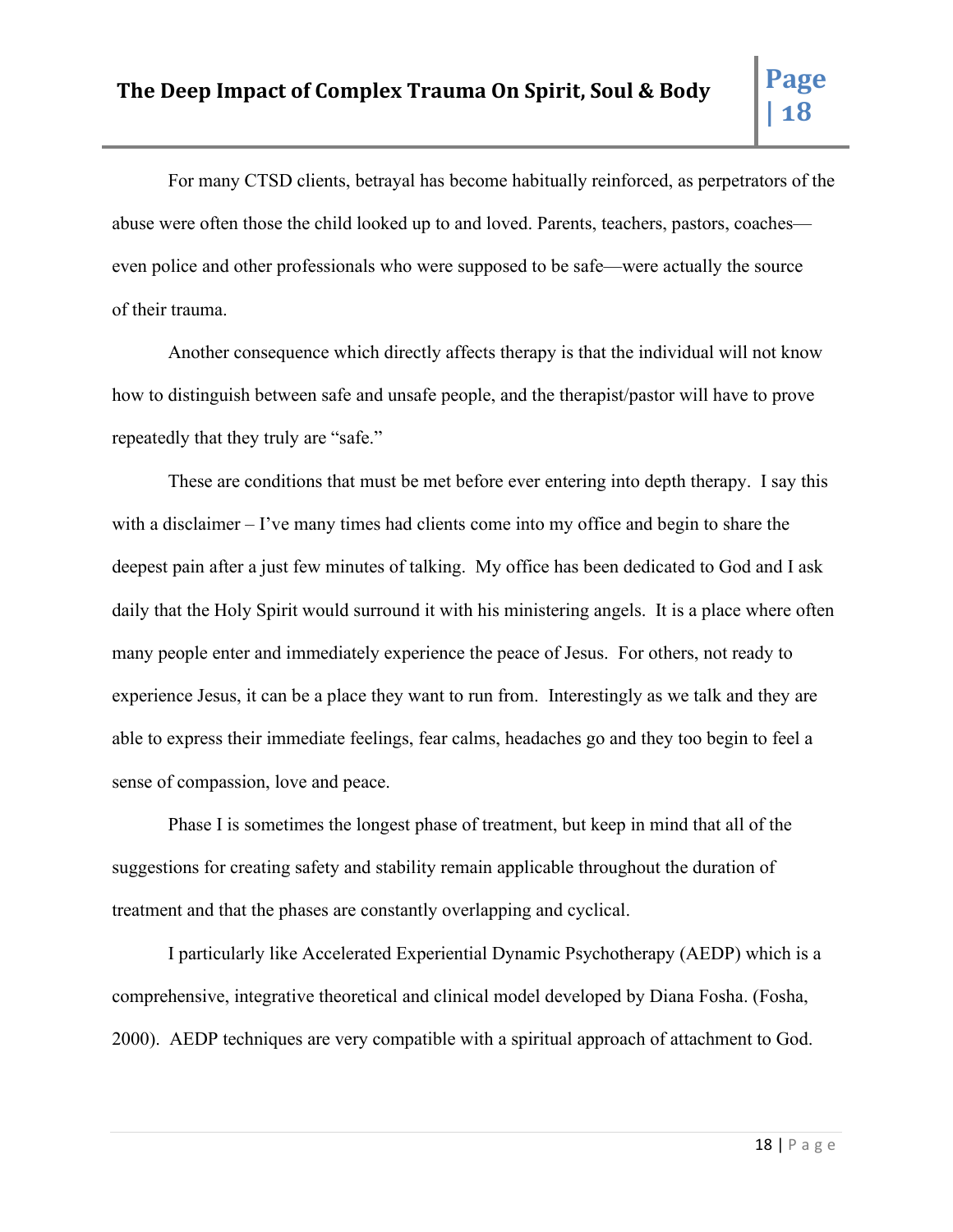For many CTSD clients, betrayal has become habitually reinforced, as perpetrators of the abuse were often those the child looked up to and loved. Parents, teachers, pastors, coaches—even police and other professionals who were supposed to be safe—were actually the source of their trauma.

Another consequence which directly affects therapy is that the individual will not know how to distinguish between safe and unsafe people, and the therapist/pastor will have to prove repeatedly that they truly are "safe."

These are conditions that must be met before ever entering into depth therapy. I say this with a disclaimer – I've many times had clients come into my office and begin to share the deepest pain after a just few minutes of talking. My office has been dedicated to God and I ask daily that the Holy Spirit would surround it with his ministering angels. It is a place where often many people enter and immediately experience the peace of Jesus. For others, not ready to experience Jesus, it can be a place they want to run from. Interestingly as we talk and they are able to express their immediate feelings, fear calms, headaches go and they too begin to feel a sense of compassion, love and peace.

Phase I is sometimes the longest phase of treatment, but keep in mind that all of the suggestions for creating safety and stability remain applicable throughout the duration of treatment and that the phases are constantly overlapping and cyclical.

I particularly like Accelerated Experiential Dynamic Psychotherapy (AEDP) which is a comprehensive, integrative theoretical and clinical model developed by Diana Fosha. (Fosha, 2000). AEDP techniques are very compatible with a spiritual approach of attachment to God.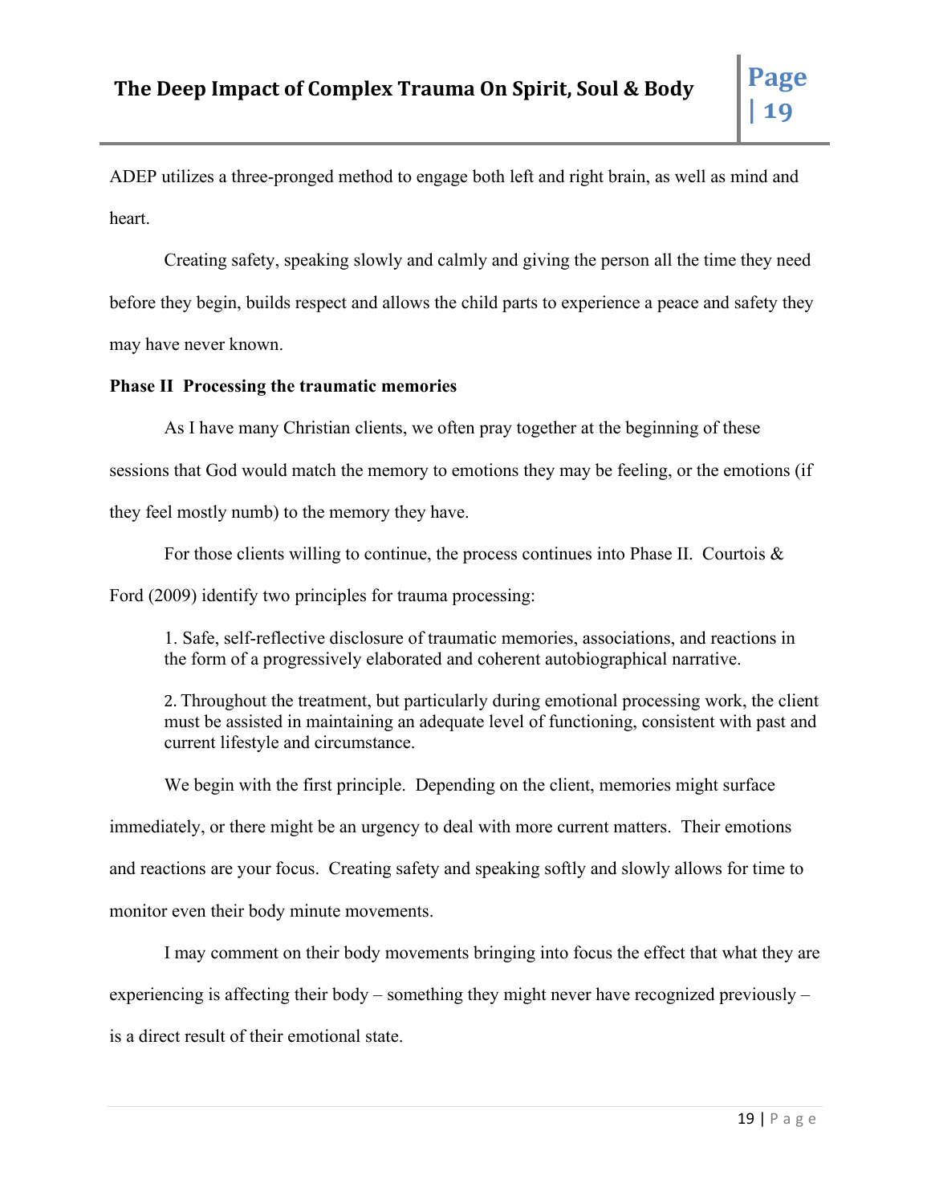ADEP utilizes a three-pronged method to engage both left and right brain, as well as mind and heart.

Creating safety, speaking slowly and calmly and giving the person all the time they need before they begin, builds respect and allows the child parts to experience a peace and safety they may have never known.

**Phase II  Processing the traumatic memories**

As I have many Christian clients, we often pray together at the beginning of these sessions that God would match the memory to emotions they may be feeling, or the emotions (if they feel mostly numb) to the memory they have.

For those clients willing to continue, the process continues into Phase II.  Courtois & Ford (2009) identify two principles for trauma processing:

> 1. Safe, self-reflective disclosure of traumatic memories, associations, and reactions in the form of a progressively elaborated and coherent autobiographical narrative.
>
> 2. Throughout the treatment, but particularly during emotional processing work, the client must be assisted in maintaining an adequate level of functioning, consistent with past and current lifestyle and circumstance.

We begin with the first principle.  Depending on the client, memories might surface immediately, or there might be an urgency to deal with more current matters.  Their emotions and reactions are your focus.  Creating safety and speaking softly and slowly allows for time to monitor even their body minute movements.

I may comment on their body movements bringing into focus the effect that what they are experiencing is affecting their body – something they might never have recognized previously – is a direct result of their emotional state.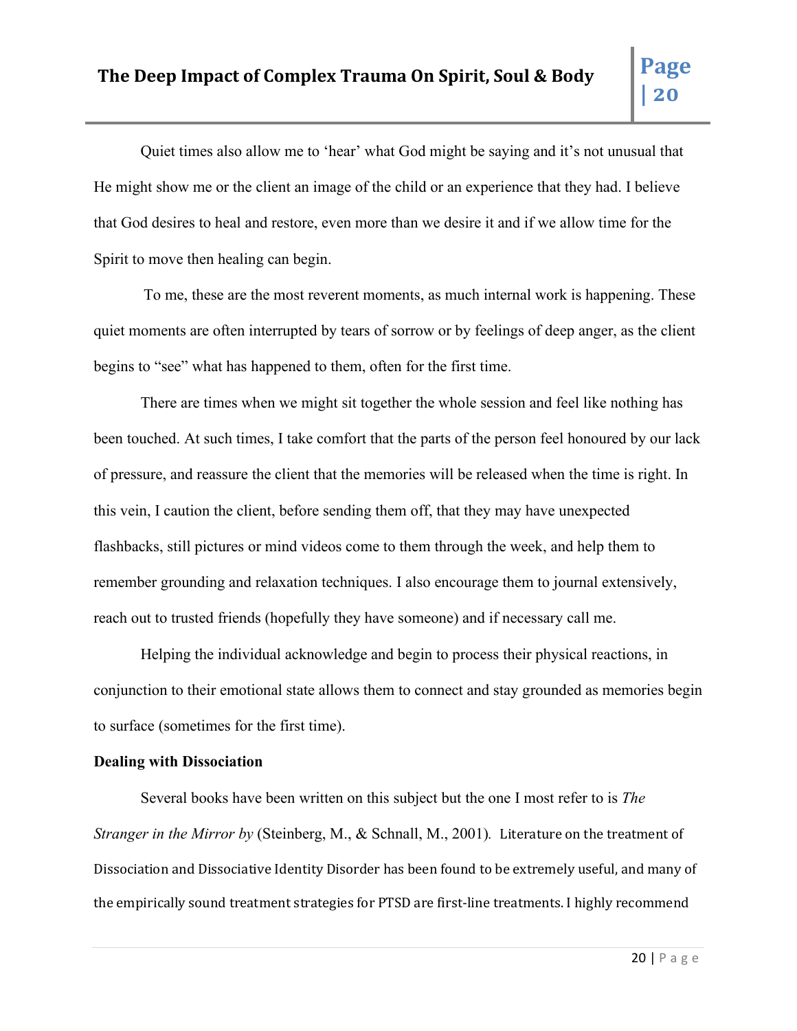Quiet times also allow me to 'hear' what God might be saying and it's not unusual that He might show me or the client an image of the child or an experience that they had. I believe that God desires to heal and restore, even more than we desire it and if we allow time for the Spirit to move then healing can begin.

To me, these are the most reverent moments, as much internal work is happening. These quiet moments are often interrupted by tears of sorrow or by feelings of deep anger, as the client begins to "see" what has happened to them, often for the first time.

There are times when we might sit together the whole session and feel like nothing has been touched. At such times, I take comfort that the parts of the person feel honoured by our lack of pressure, and reassure the client that the memories will be released when the time is right. In this vein, I caution the client, before sending them off, that they may have unexpected flashbacks, still pictures or mind videos come to them through the week, and help them to remember grounding and relaxation techniques. I also encourage them to journal extensively, reach out to trusted friends (hopefully they have someone) and if necessary call me.

Helping the individual acknowledge and begin to process their physical reactions, in conjunction to their emotional state allows them to connect and stay grounded as memories begin to surface (sometimes for the first time).

**Dealing with Dissociation**

Several books have been written on this subject but the one I most refer to is *The Stranger in the Mirror by* (Steinberg, M., & Schnall, M., 2001). Literature on the treatment of Dissociation and Dissociative Identity Disorder has been found to be extremely useful, and many of the empirically sound treatment strategies for PTSD are first-line treatments. I highly recommend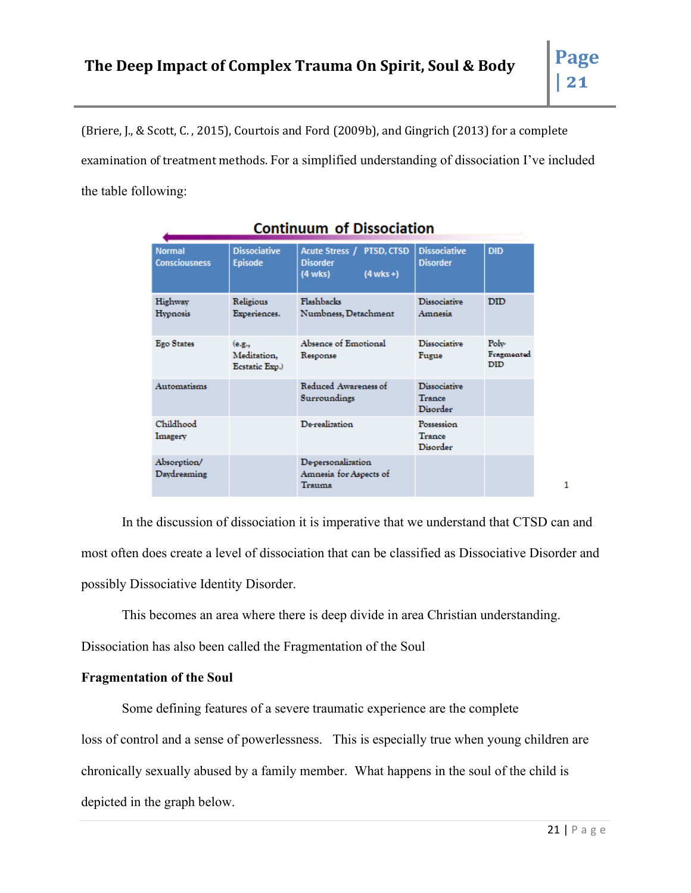(Briere, J., & Scott, C. , 2015), Courtois and Ford (2009b), and Gingrich (2013) for a complete examination of treatment methods. For a simplified understanding of dissociation I've included the table following:

**Continuum of Dissociation**

| Normal Consciousness | Dissociative Episode | Acute Stress / PTSD, CTSD Disorder (4 wks) (4 wks +) | Dissociative Disorder | DID |
|---|---|---|---|---|
| Highway Hypnosis | Religious Experiences. | Flashbacks Numbness, Detachment | Dissociative Amnesia | DID |
| Ego States | (e.g., Meditation, Ecstatic Exp.) | Absence of Emotional Response | Dissociative Fugue | Poly-Fragmented DID |
| Automatisms | | Reduced Awareness of Surroundings | Dissociative Trance Disorder | |
| Childhood Imagery | | De-realization | Possession Trance Disorder | |
| Absorption/ Daydreaming | | De-personalization Amnesia for Aspects of Trauma | | |

[1]

In the discussion of dissociation it is imperative that we understand that CTSD can and most often does create a level of dissociation that can be classified as Dissociative Disorder and possibly Dissociative Identity Disorder.

This becomes an area where there is deep divide in area Christian understanding. Dissociation has also been called the Fragmentation of the Soul

**Fragmentation of the Soul**

Some defining features of a severe traumatic experience are the complete loss of control and a sense of powerlessness. This is especially true when young children are chronically sexually abused by a family member. What happens in the soul of the child is depicted in the graph below.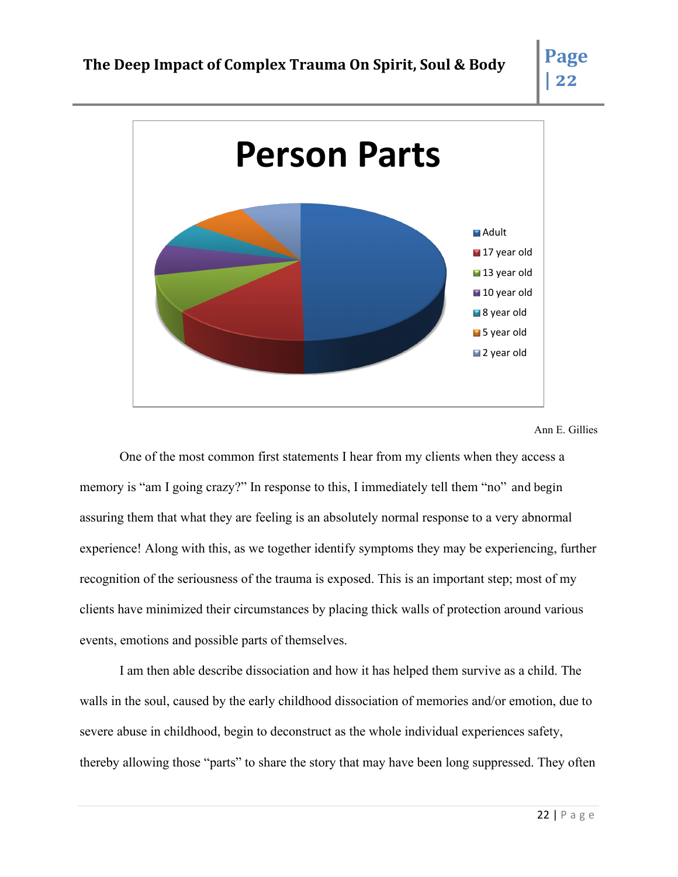**Person Parts**

- Adult
- 17 year old
- 13 year old
- 10 year old
- 8 year old
- 5 year old
- 2 year old

Ann E. Gillies

One of the most common first statements I hear from my clients when they access a memory is "am I going crazy?" In response to this, I immediately tell them "no" and begin assuring them that what they are feeling is an absolutely normal response to a very abnormal experience! Along with this, as we together identify symptoms they may be experiencing, further recognition of the seriousness of the trauma is exposed. This is an important step; most of my clients have minimized their circumstances by placing thick walls of protection around various events, emotions and possible parts of themselves.

I am then able describe dissociation and how it has helped them survive as a child. The walls in the soul, caused by the early childhood dissociation of memories and/or emotion, due to severe abuse in childhood, begin to deconstruct as the whole individual experiences safety, thereby allowing those "parts" to share the story that may have been long suppressed. They often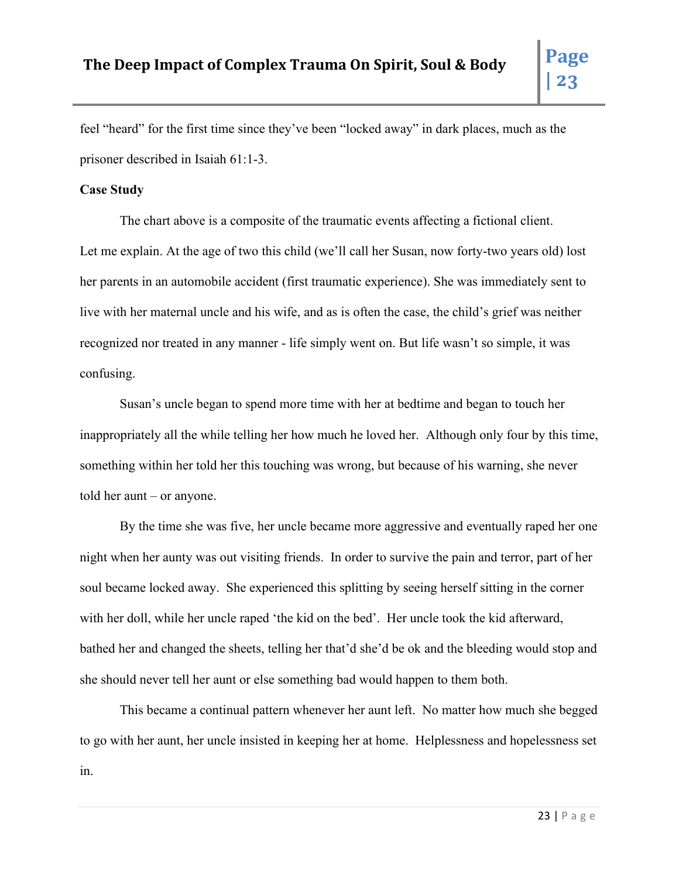feel "heard" for the first time since they've been "locked away" in dark places, much as the prisoner described in Isaiah 61:1-3.

**Case Study**

The chart above is a composite of the traumatic events affecting a fictional client. Let me explain. At the age of two this child (we'll call her Susan, now forty-two years old) lost her parents in an automobile accident (first traumatic experience). She was immediately sent to live with her maternal uncle and his wife, and as is often the case, the child's grief was neither recognized nor treated in any manner - life simply went on. But life wasn't so simple, it was confusing.

Susan's uncle began to spend more time with her at bedtime and began to touch her inappropriately all the while telling her how much he loved her. Although only four by this time, something within her told her this touching was wrong, but because of his warning, she never told her aunt – or anyone.

By the time she was five, her uncle became more aggressive and eventually raped her one night when her aunty was out visiting friends. In order to survive the pain and terror, part of her soul became locked away. She experienced this splitting by seeing herself sitting in the corner with her doll, while her uncle raped 'the kid on the bed'. Her uncle took the kid afterward, bathed her and changed the sheets, telling her that'd she'd be ok and the bleeding would stop and she should never tell her aunt or else something bad would happen to them both.

This became a continual pattern whenever her aunt left. No matter how much she begged to go with her aunt, her uncle insisted in keeping her at home. Helplessness and hopelessness set in.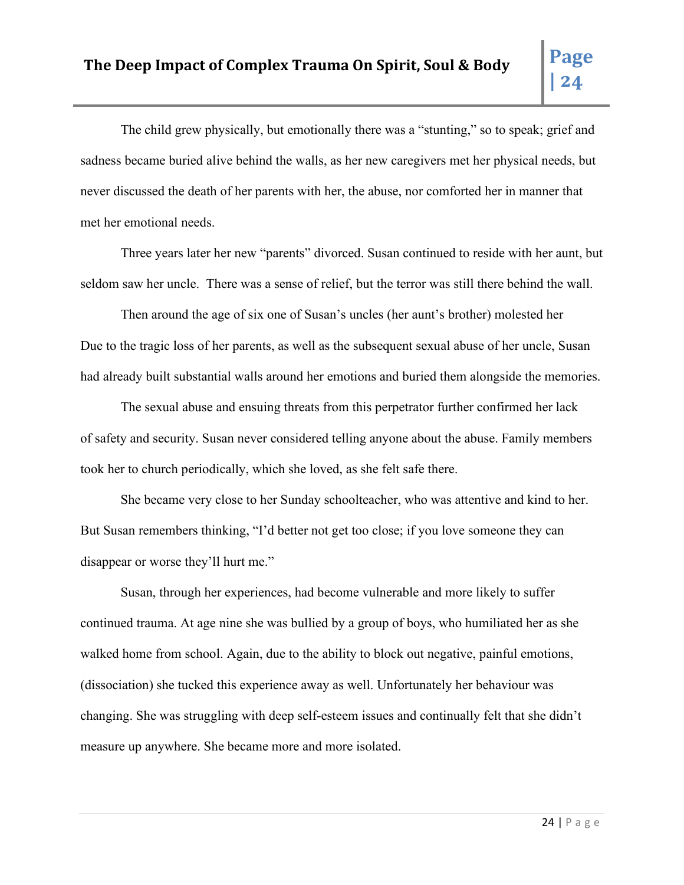The child grew physically, but emotionally there was a "stunting," so to speak; grief and sadness became buried alive behind the walls, as her new caregivers met her physical needs, but never discussed the death of her parents with her, the abuse, nor comforted her in manner that met her emotional needs.

Three years later her new "parents" divorced. Susan continued to reside with her aunt, but seldom saw her uncle.  There was a sense of relief, but the terror was still there behind the wall.

Then around the age of six one of Susan's uncles (her aunt's brother) molested her Due to the tragic loss of her parents, as well as the subsequent sexual abuse of her uncle, Susan had already built substantial walls around her emotions and buried them alongside the memories.

The sexual abuse and ensuing threats from this perpetrator further confirmed her lack of safety and security. Susan never considered telling anyone about the abuse. Family members took her to church periodically, which she loved, as she felt safe there.

She became very close to her Sunday schoolteacher, who was attentive and kind to her. But Susan remembers thinking, "I'd better not get too close; if you love someone they can disappear or worse they'll hurt me."

Susan, through her experiences, had become vulnerable and more likely to suffer continued trauma. At age nine she was bullied by a group of boys, who humiliated her as she walked home from school. Again, due to the ability to block out negative, painful emotions, (dissociation) she tucked this experience away as well. Unfortunately her behaviour was changing. She was struggling with deep self-esteem issues and continually felt that she didn't measure up anywhere. She became more and more isolated.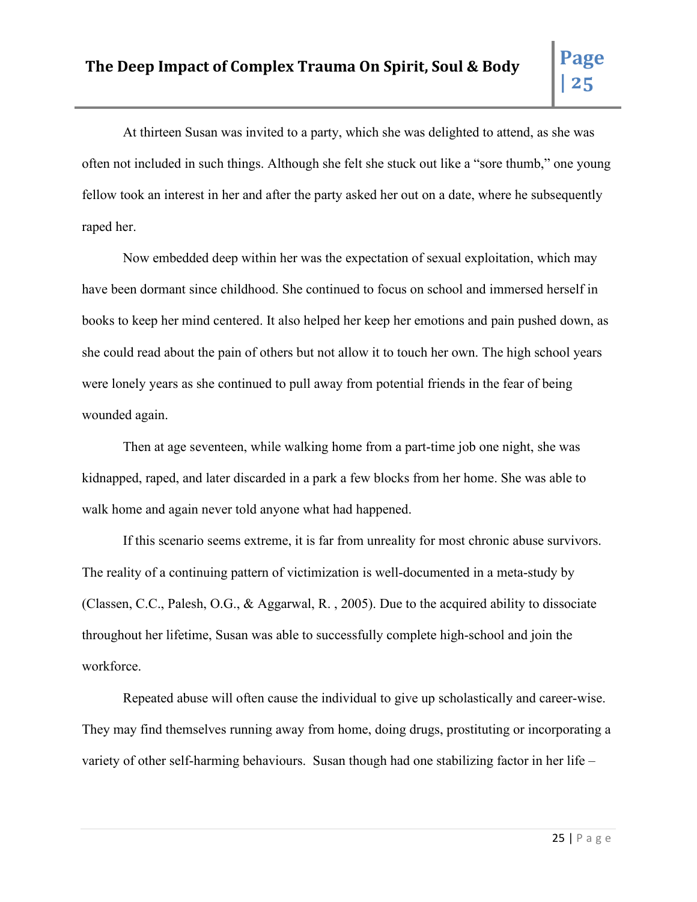At thirteen Susan was invited to a party, which she was delighted to attend, as she was often not included in such things. Although she felt she stuck out like a "sore thumb," one young fellow took an interest in her and after the party asked her out on a date, where he subsequently raped her.

Now embedded deep within her was the expectation of sexual exploitation, which may have been dormant since childhood. She continued to focus on school and immersed herself in books to keep her mind centered. It also helped her keep her emotions and pain pushed down, as she could read about the pain of others but not allow it to touch her own. The high school years were lonely years as she continued to pull away from potential friends in the fear of being wounded again.

Then at age seventeen, while walking home from a part-time job one night, she was kidnapped, raped, and later discarded in a park a few blocks from her home. She was able to walk home and again never told anyone what had happened.

If this scenario seems extreme, it is far from unreality for most chronic abuse survivors. The reality of a continuing pattern of victimization is well-documented in a meta-study by (Classen, C.C., Palesh, O.G., & Aggarwal, R. , 2005). Due to the acquired ability to dissociate throughout her lifetime, Susan was able to successfully complete high-school and join the workforce.

Repeated abuse will often cause the individual to give up scholastically and career-wise. They may find themselves running away from home, doing drugs, prostituting or incorporating a variety of other self-harming behaviours. Susan though had one stabilizing factor in her life –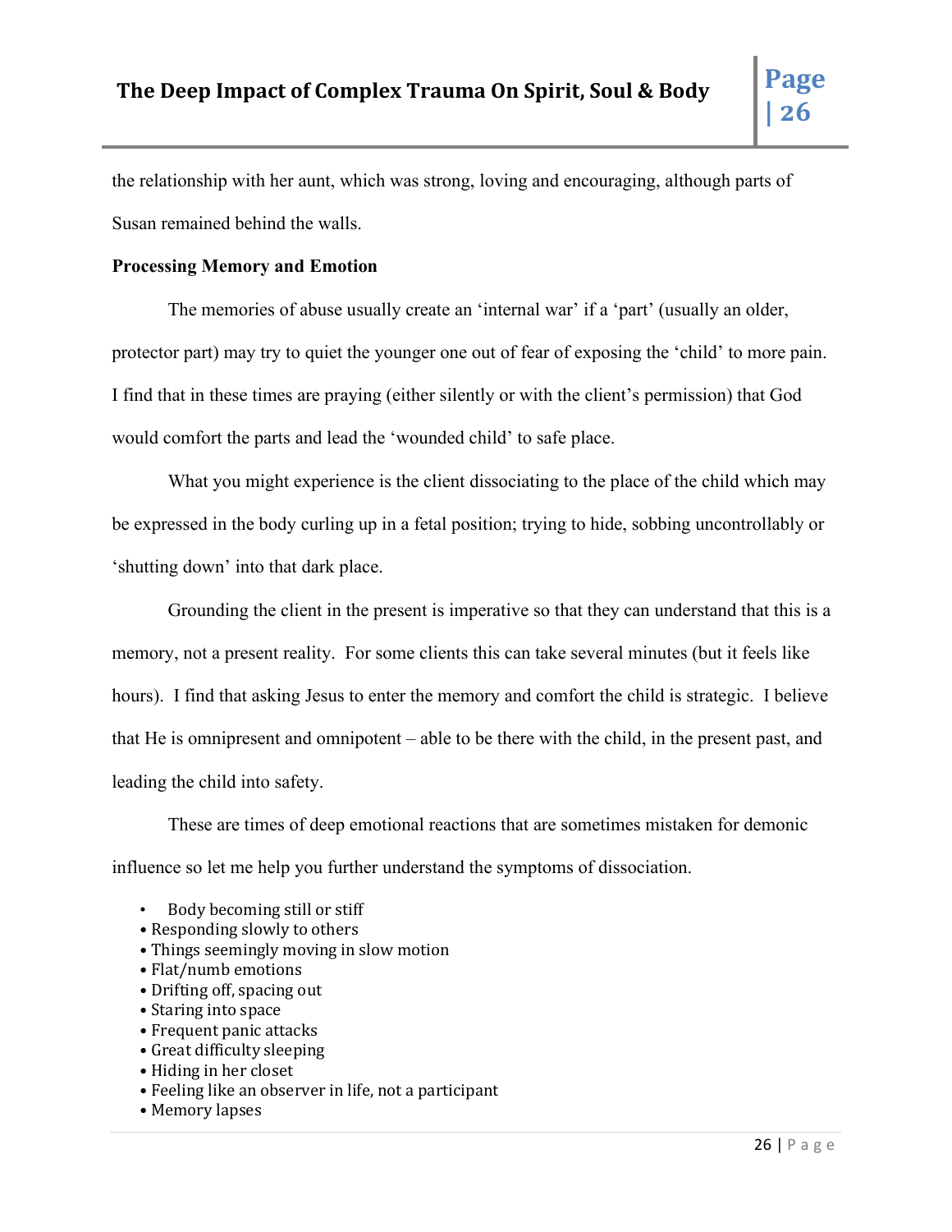the relationship with her aunt, which was strong, loving and encouraging, although parts of Susan remained behind the walls.

**Processing Memory and Emotion**

The memories of abuse usually create an 'internal war' if a 'part' (usually an older, protector part) may try to quiet the younger one out of fear of exposing the 'child' to more pain. I find that in these times are praying (either silently or with the client's permission) that God would comfort the parts and lead the 'wounded child' to safe place.

What you might experience is the client dissociating to the place of the child which may be expressed in the body curling up in a fetal position; trying to hide, sobbing uncontrollably or 'shutting down' into that dark place.

Grounding the client in the present is imperative so that they can understand that this is a memory, not a present reality. For some clients this can take several minutes (but it feels like hours). I find that asking Jesus to enter the memory and comfort the child is strategic. I believe that He is omnipresent and omnipotent – able to be there with the child, in the present past, and leading the child into safety.

These are times of deep emotional reactions that are sometimes mistaken for demonic influence so let me help you further understand the symptoms of dissociation.

- Body becoming still or stiff
- Responding slowly to others
- Things seemingly moving in slow motion
- Flat/numb emotions
- Drifting off, spacing out
- Staring into space
- Frequent panic attacks
- Great difficulty sleeping
- Hiding in her closet
- Feeling like an observer in life, not a participant
- Memory lapses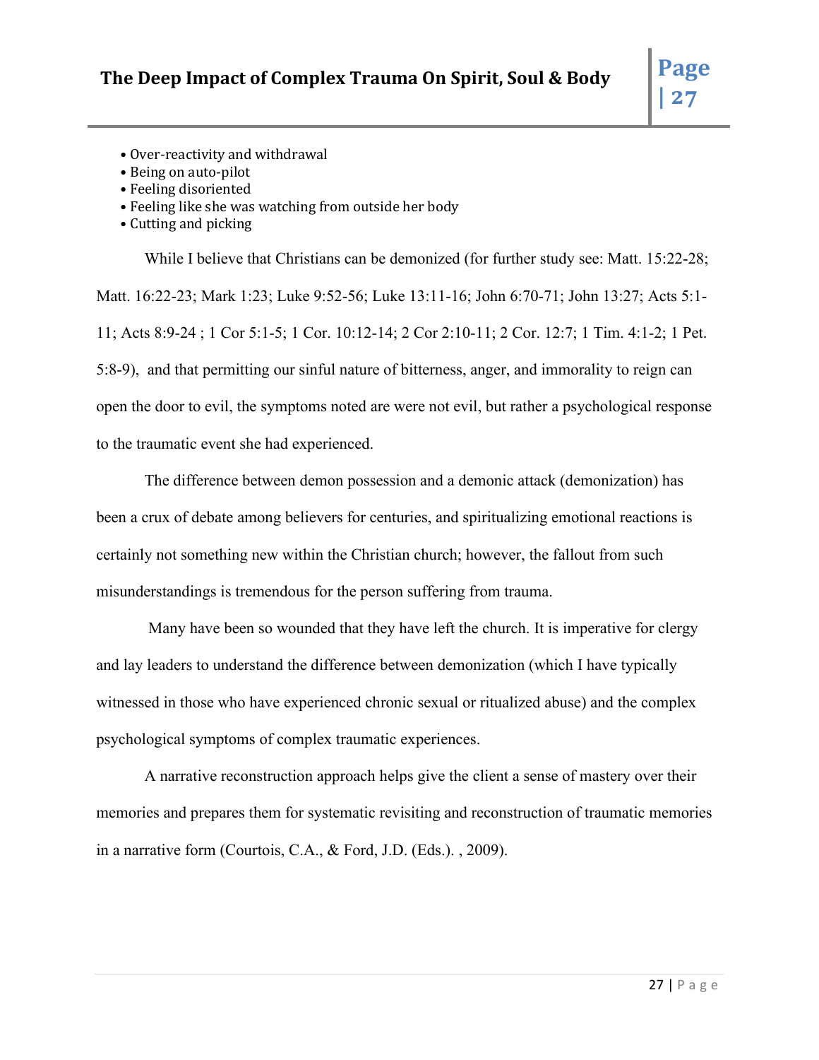- Over-reactivity and withdrawal
- Being on auto-pilot
- Feeling disoriented
- Feeling like she was watching from outside her body
- Cutting and picking

While I believe that Christians can be demonized (for further study see: Matt. 15:22-28; Matt. 16:22-23; Mark 1:23; Luke 9:52-56; Luke 13:11-16; John 6:70-71; John 13:27; Acts 5:1-11; Acts 8:9-24 ; 1 Cor 5:1-5; 1 Cor. 10:12-14; 2 Cor 2:10-11; 2 Cor. 12:7; 1 Tim. 4:1-2; 1 Pet. 5:8-9), and that permitting our sinful nature of bitterness, anger, and immorality to reign can open the door to evil, the symptoms noted are were not evil, but rather a psychological response to the traumatic event she had experienced.

The difference between demon possession and a demonic attack (demonization) has been a crux of debate among believers for centuries, and spiritualizing emotional reactions is certainly not something new within the Christian church; however, the fallout from such misunderstandings is tremendous for the person suffering from trauma.

Many have been so wounded that they have left the church. It is imperative for clergy and lay leaders to understand the difference between demonization (which I have typically witnessed in those who have experienced chronic sexual or ritualized abuse) and the complex psychological symptoms of complex traumatic experiences.

A narrative reconstruction approach helps give the client a sense of mastery over their memories and prepares them for systematic revisiting and reconstruction of traumatic memories in a narrative form (Courtois, C.A., & Ford, J.D. (Eds.). , 2009).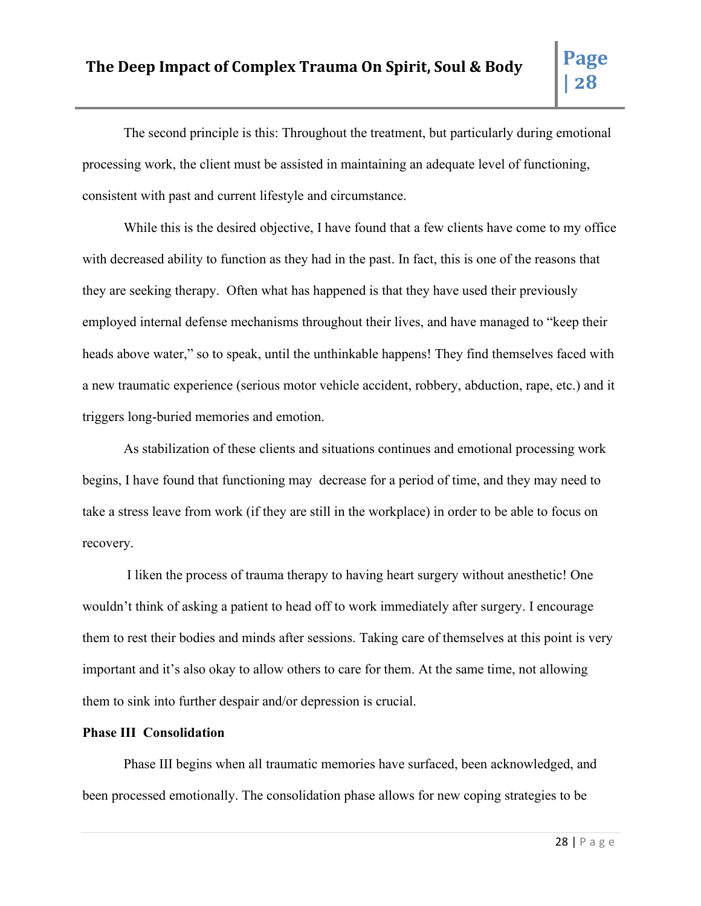The second principle is this: Throughout the treatment, but particularly during emotional processing work, the client must be assisted in maintaining an adequate level of functioning, consistent with past and current lifestyle and circumstance.

While this is the desired objective, I have found that a few clients have come to my office with decreased ability to function as they had in the past. In fact, this is one of the reasons that they are seeking therapy. Often what has happened is that they have used their previously employed internal defense mechanisms throughout their lives, and have managed to "keep their heads above water," so to speak, until the unthinkable happens! They find themselves faced with a new traumatic experience (serious motor vehicle accident, robbery, abduction, rape, etc.) and it triggers long-buried memories and emotion.

As stabilization of these clients and situations continues and emotional processing work begins, I have found that functioning may decrease for a period of time, and they may need to take a stress leave from work (if they are still in the workplace) in order to be able to focus on recovery.

I liken the process of trauma therapy to having heart surgery without anesthetic! One wouldn't think of asking a patient to head off to work immediately after surgery. I encourage them to rest their bodies and minds after sessions. Taking care of themselves at this point is very important and it's also okay to allow others to care for them. At the same time, not allowing them to sink into further despair and/or depression is crucial.

**Phase III Consolidation**

Phase III begins when all traumatic memories have surfaced, been acknowledged, and been processed emotionally. The consolidation phase allows for new coping strategies to be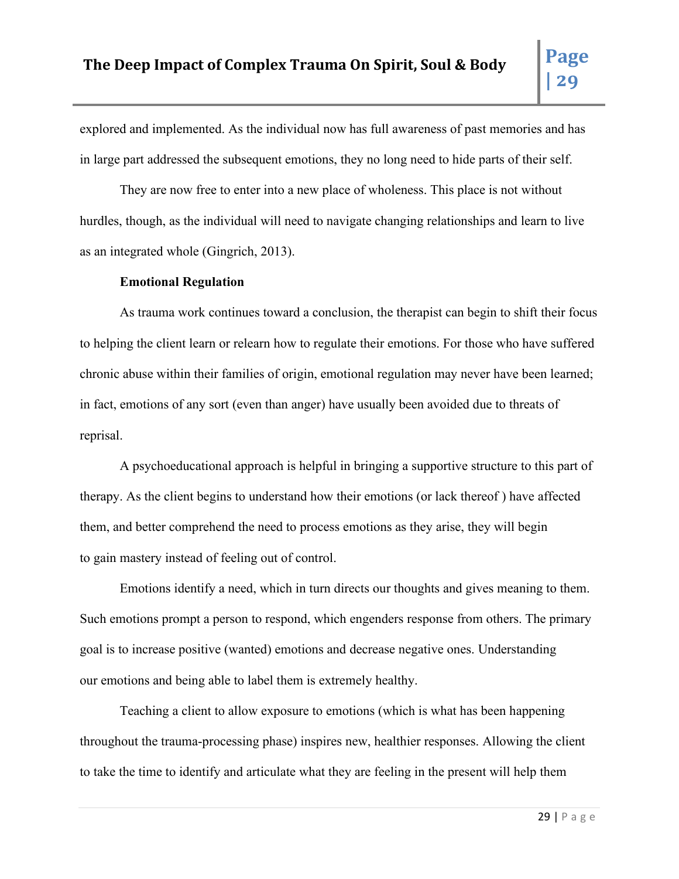explored and implemented. As the individual now has full awareness of past memories and has in large part addressed the subsequent emotions, they no long need to hide parts of their self.

They are now free to enter into a new place of wholeness. This place is not without hurdles, though, as the individual will need to navigate changing relationships and learn to live as an integrated whole (Gingrich, 2013).

**Emotional Regulation**

As trauma work continues toward a conclusion, the therapist can begin to shift their focus to helping the client learn or relearn how to regulate their emotions. For those who have suffered chronic abuse within their families of origin, emotional regulation may never have been learned; in fact, emotions of any sort (even than anger) have usually been avoided due to threats of reprisal.

A psychoeducational approach is helpful in bringing a supportive structure to this part of therapy. As the client begins to understand how their emotions (or lack thereof ) have affected them, and better comprehend the need to process emotions as they arise, they will begin to gain mastery instead of feeling out of control.

Emotions identify a need, which in turn directs our thoughts and gives meaning to them. Such emotions prompt a person to respond, which engenders response from others. The primary goal is to increase positive (wanted) emotions and decrease negative ones. Understanding our emotions and being able to label them is extremely healthy.

Teaching a client to allow exposure to emotions (which is what has been happening throughout the trauma-processing phase) inspires new, healthier responses. Allowing the client to take the time to identify and articulate what they are feeling in the present will help them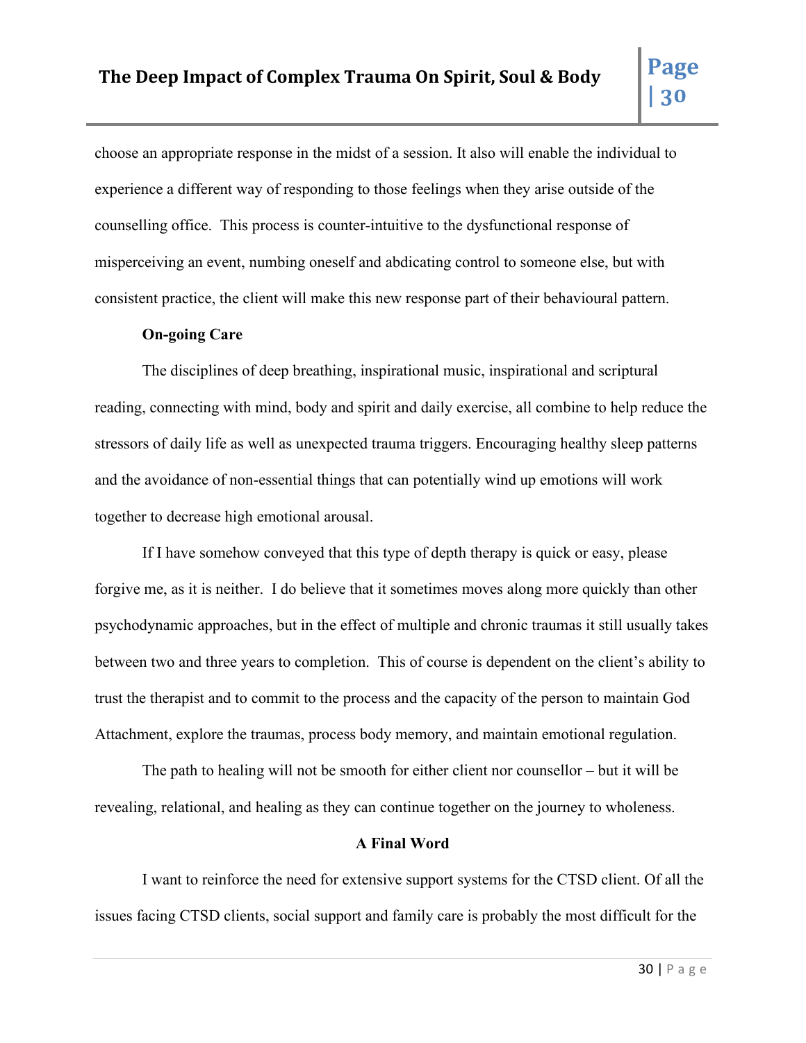choose an appropriate response in the midst of a session. It also will enable the individual to experience a different way of responding to those feelings when they arise outside of the counselling office. This process is counter-intuitive to the dysfunctional response of misperceiving an event, numbing oneself and abdicating control to someone else, but with consistent practice, the client will make this new response part of their behavioural pattern.

**On-going Care**

The disciplines of deep breathing, inspirational music, inspirational and scriptural reading, connecting with mind, body and spirit and daily exercise, all combine to help reduce the stressors of daily life as well as unexpected trauma triggers. Encouraging healthy sleep patterns and the avoidance of non-essential things that can potentially wind up emotions will work together to decrease high emotional arousal.

If I have somehow conveyed that this type of depth therapy is quick or easy, please forgive me, as it is neither. I do believe that it sometimes moves along more quickly than other psychodynamic approaches, but in the effect of multiple and chronic traumas it still usually takes between two and three years to completion. This of course is dependent on the client's ability to trust the therapist and to commit to the process and the capacity of the person to maintain God Attachment, explore the traumas, process body memory, and maintain emotional regulation.

The path to healing will not be smooth for either client nor counsellor – but it will be revealing, relational, and healing as they can continue together on the journey to wholeness.

## A Final Word

I want to reinforce the need for extensive support systems for the CTSD client. Of all the issues facing CTSD clients, social support and family care is probably the most difficult for the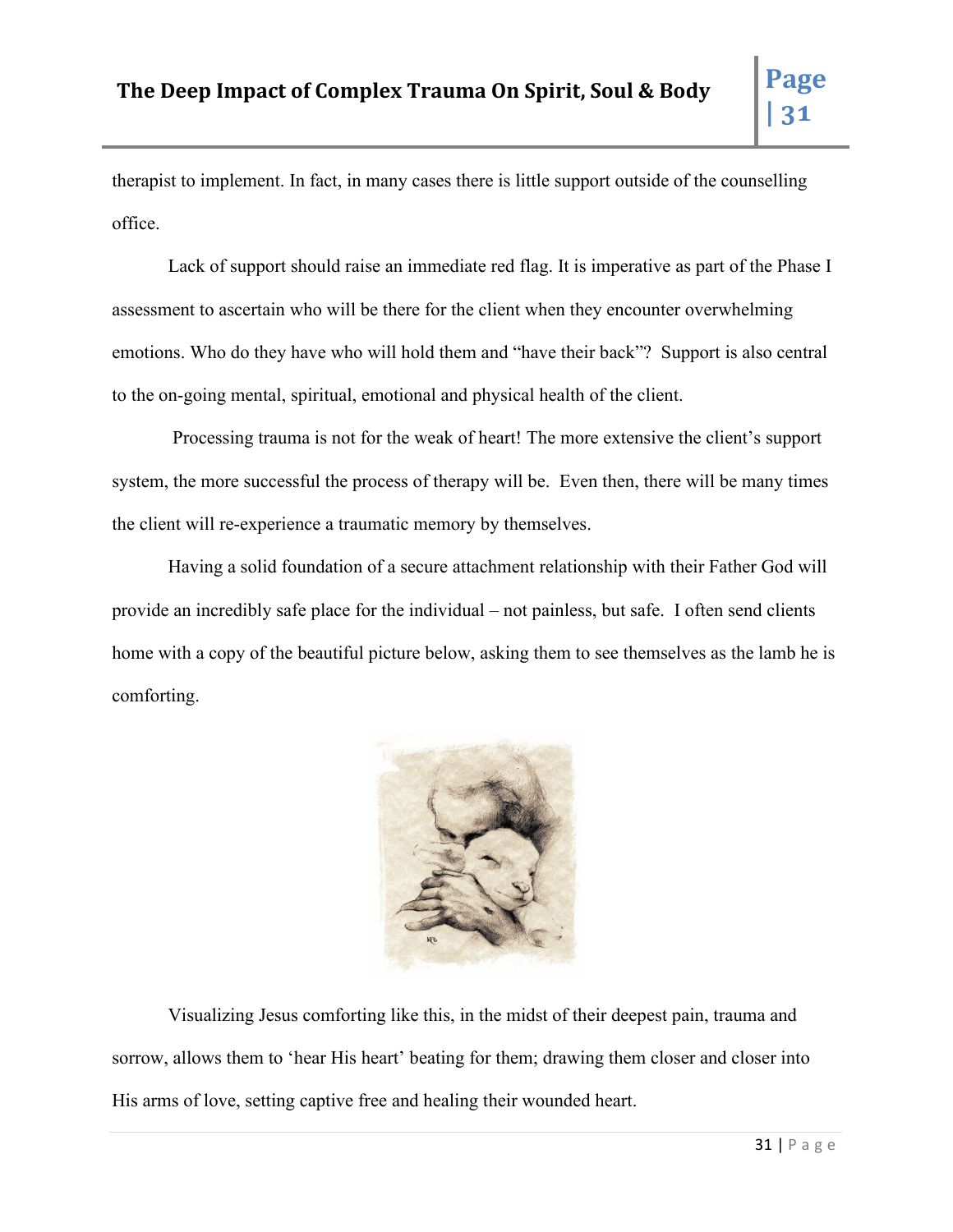therapist to implement. In fact, in many cases there is little support outside of the counselling office.

Lack of support should raise an immediate red flag. It is imperative as part of the Phase I assessment to ascertain who will be there for the client when they encounter overwhelming emotions. Who do they have who will hold them and "have their back"? Support is also central to the on-going mental, spiritual, emotional and physical health of the client.

Processing trauma is not for the weak of heart! The more extensive the client's support system, the more successful the process of therapy will be. Even then, there will be many times the client will re-experience a traumatic memory by themselves.

Having a solid foundation of a secure attachment relationship with their Father God will provide an incredibly safe place for the individual – not painless, but safe. I often send clients home with a copy of the beautiful picture below, asking them to see themselves as the lamb he is comforting.

Visualizing Jesus comforting like this, in the midst of their deepest pain, trauma and sorrow, allows them to 'hear His heart' beating for them; drawing them closer and closer into His arms of love, setting captive free and healing their wounded heart.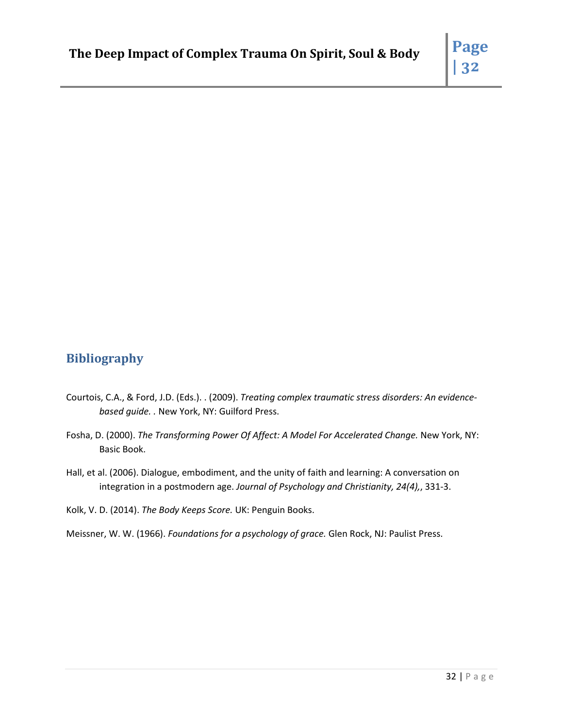## Bibliography

Courtois, C.A., & Ford, J.D. (Eds.). . (2009). *Treating complex traumatic stress disorders: An evidence-based guide. .* New York, NY: Guilford Press.

Fosha, D. (2000). *The Transforming Power Of Affect: A Model For Accelerated Change.* New York, NY: Basic Book.

Hall, et al. (2006). Dialogue, embodiment, and the unity of faith and learning: A conversation on integration in a postmodern age. *Journal of Psychology and Christianity, 24(4),*, 331-3.

Kolk, V. D. (2014). *The Body Keeps Score.* UK: Penguin Books.

Meissner, W. W. (1966). *Foundations for a psychology of grace.* Glen Rock, NJ: Paulist Press.